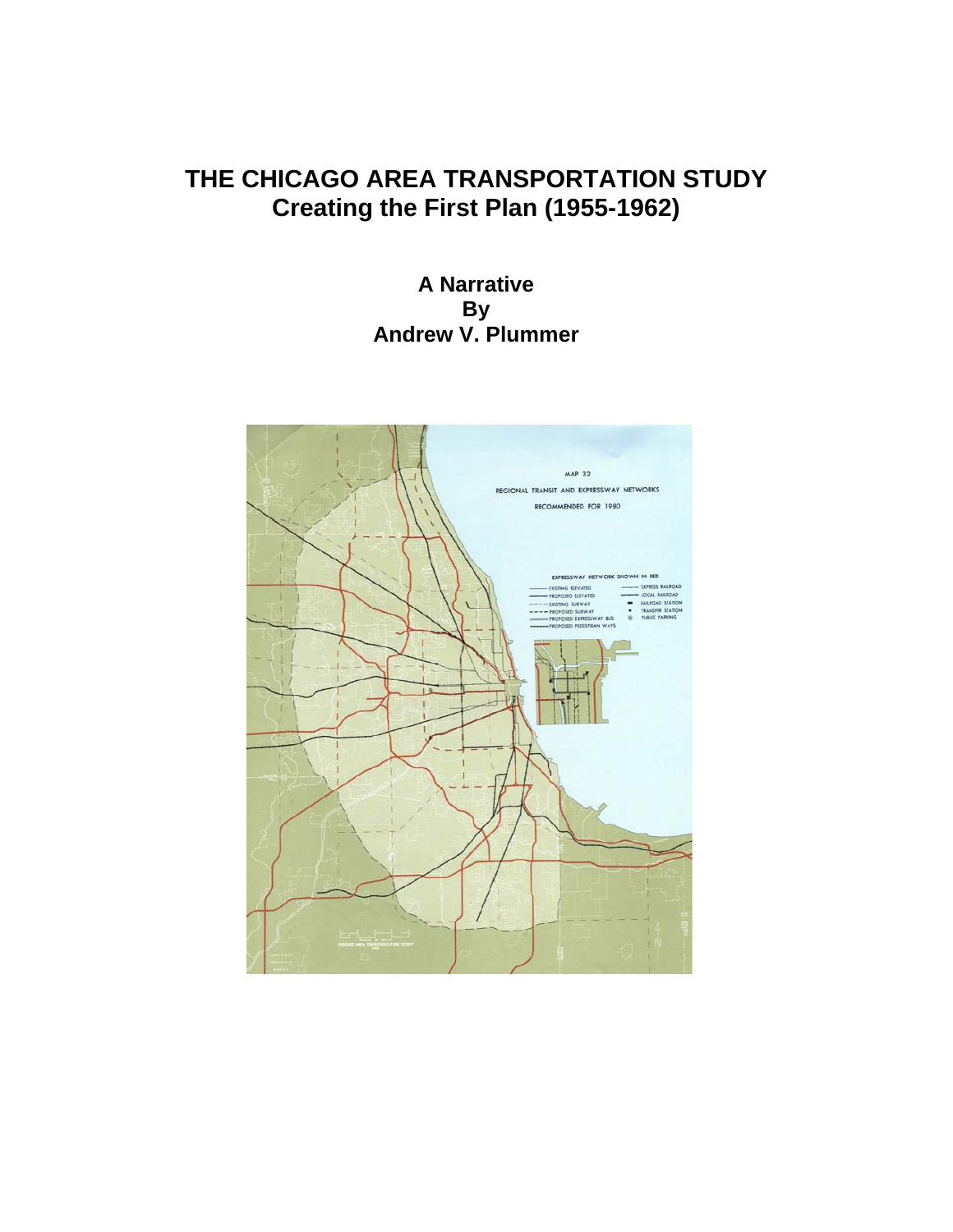# THE CHICAGO AREA TRANSPORTATION STUDY
## Creating the First Plan (1955-1962)

**A Narrative**
**By**
**Andrew V. Plummer**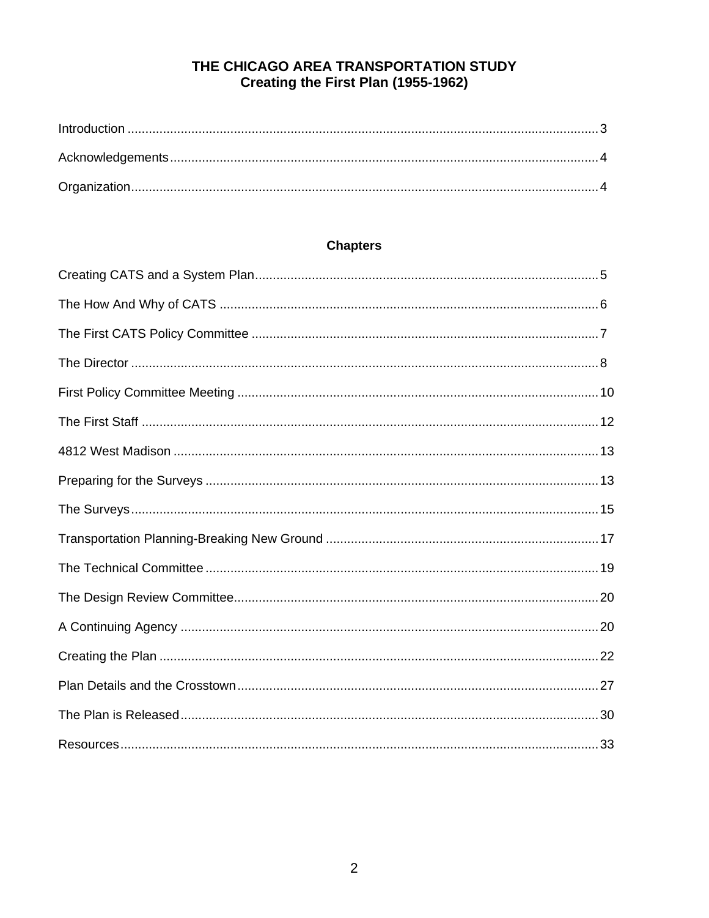# THE CHICAGO AREA TRANSPORTATION STUDY
## Creating the First Plan (1955-1962)

Introduction .................................................................................................................................. 3

Acknowledgements ....................................................................................................................... 4

Organization .................................................................................................................................. 4

## Chapters

Creating CATS and a System Plan ................................................................................................ 5

The How And Why of CATS .......................................................................................................... 6

The First CATS Policy Committee ................................................................................................. 7

The Director ................................................................................................................................... 8

First Policy Committee Meeting .................................................................................................... 10

The First Staff ............................................................................................................................... 12

4812 West Madison ...................................................................................................................... 13

Preparing for the Surveys ............................................................................................................. 13

The Surveys .................................................................................................................................. 15

Transportation Planning-Breaking New Ground ........................................................................... 17

The Technical Committee ............................................................................................................. 19

The Design Review Committee ..................................................................................................... 20

A Continuing Agency .................................................................................................................... 20

Creating the Plan .......................................................................................................................... 22

Plan Details and the Crosstown .................................................................................................... 27

The Plan is Released .................................................................................................................... 30

Resources ..................................................................................................................................... 33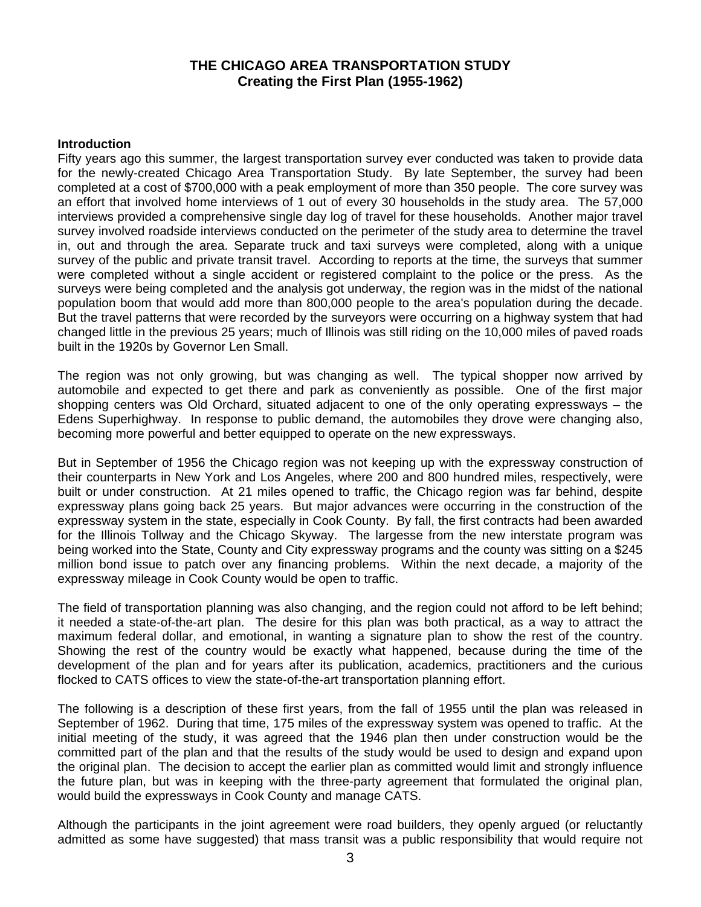# THE CHICAGO AREA TRANSPORTATION STUDY
## Creating the First Plan (1955-1962)

**Introduction**

Fifty years ago this summer, the largest transportation survey ever conducted was taken to provide data for the newly-created Chicago Area Transportation Study. By late September, the survey had been completed at a cost of $700,000 with a peak employment of more than 350 people. The core survey was an effort that involved home interviews of 1 out of every 30 households in the study area. The 57,000 interviews provided a comprehensive single day log of travel for these households. Another major travel survey involved roadside interviews conducted on the perimeter of the study area to determine the travel in, out and through the area. Separate truck and taxi surveys were completed, along with a unique survey of the public and private transit travel. According to reports at the time, the surveys that summer were completed without a single accident or registered complaint to the police or the press. As the surveys were being completed and the analysis got underway, the region was in the midst of the national population boom that would add more than 800,000 people to the area's population during the decade. But the travel patterns that were recorded by the surveyors were occurring on a highway system that had changed little in the previous 25 years; much of Illinois was still riding on the 10,000 miles of paved roads built in the 1920s by Governor Len Small.

The region was not only growing, but was changing as well. The typical shopper now arrived by automobile and expected to get there and park as conveniently as possible. One of the first major shopping centers was Old Orchard, situated adjacent to one of the only operating expressways – the Edens Superhighway. In response to public demand, the automobiles they drove were changing also, becoming more powerful and better equipped to operate on the new expressways.

But in September of 1956 the Chicago region was not keeping up with the expressway construction of their counterparts in New York and Los Angeles, where 200 and 800 hundred miles, respectively, were built or under construction. At 21 miles opened to traffic, the Chicago region was far behind, despite expressway plans going back 25 years. But major advances were occurring in the construction of the expressway system in the state, especially in Cook County. By fall, the first contracts had been awarded for the Illinois Tollway and the Chicago Skyway. The largesse from the new interstate program was being worked into the State, County and City expressway programs and the county was sitting on a $245 million bond issue to patch over any financing problems. Within the next decade, a majority of the expressway mileage in Cook County would be open to traffic.

The field of transportation planning was also changing, and the region could not afford to be left behind; it needed a state-of-the-art plan. The desire for this plan was both practical, as a way to attract the maximum federal dollar, and emotional, in wanting a signature plan to show the rest of the country. Showing the rest of the country would be exactly what happened, because during the time of the development of the plan and for years after its publication, academics, practitioners and the curious flocked to CATS offices to view the state-of-the-art transportation planning effort.

The following is a description of these first years, from the fall of 1955 until the plan was released in September of 1962. During that time, 175 miles of the expressway system was opened to traffic. At the initial meeting of the study, it was agreed that the 1946 plan then under construction would be the committed part of the plan and that the results of the study would be used to design and expand upon the original plan. The decision to accept the earlier plan as committed would limit and strongly influence the future plan, but was in keeping with the three-party agreement that formulated the original plan, would build the expressways in Cook County and manage CATS.

Although the participants in the joint agreement were road builders, they openly argued (or reluctantly admitted as some have suggested) that mass transit was a public responsibility that would require not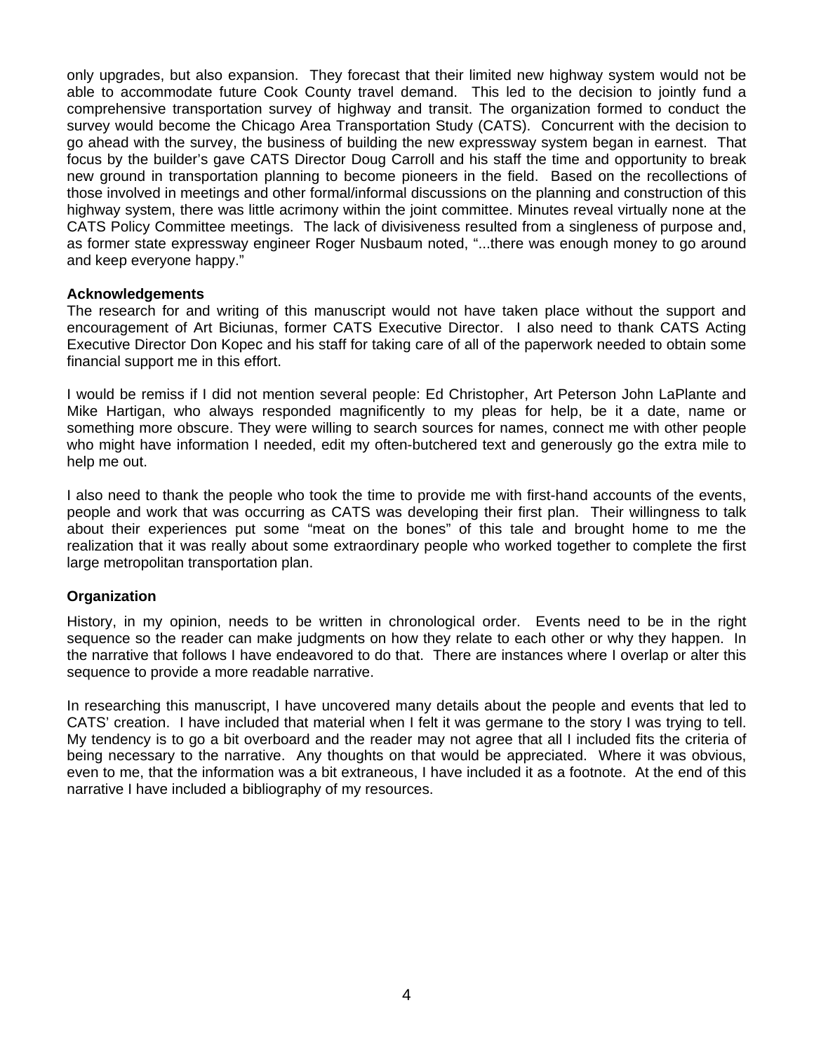only upgrades, but also expansion. They forecast that their limited new highway system would not be able to accommodate future Cook County travel demand. This led to the decision to jointly fund a comprehensive transportation survey of highway and transit. The organization formed to conduct the survey would become the Chicago Area Transportation Study (CATS). Concurrent with the decision to go ahead with the survey, the business of building the new expressway system began in earnest. That focus by the builder's gave CATS Director Doug Carroll and his staff the time and opportunity to break new ground in transportation planning to become pioneers in the field. Based on the recollections of those involved in meetings and other formal/informal discussions on the planning and construction of this highway system, there was little acrimony within the joint committee. Minutes reveal virtually none at the CATS Policy Committee meetings. The lack of divisiveness resulted from a singleness of purpose and, as former state expressway engineer Roger Nusbaum noted, "...there was enough money to go around and keep everyone happy."

**Acknowledgements**

The research for and writing of this manuscript would not have taken place without the support and encouragement of Art Biciunas, former CATS Executive Director. I also need to thank CATS Acting Executive Director Don Kopec and his staff for taking care of all of the paperwork needed to obtain some financial support me in this effort.

I would be remiss if I did not mention several people: Ed Christopher, Art Peterson John LaPlante and Mike Hartigan, who always responded magnificently to my pleas for help, be it a date, name or something more obscure. They were willing to search sources for names, connect me with other people who might have information I needed, edit my often-butchered text and generously go the extra mile to help me out.

I also need to thank the people who took the time to provide me with first-hand accounts of the events, people and work that was occurring as CATS was developing their first plan. Their willingness to talk about their experiences put some "meat on the bones" of this tale and brought home to me the realization that it was really about some extraordinary people who worked together to complete the first large metropolitan transportation plan.

**Organization**

History, in my opinion, needs to be written in chronological order. Events need to be in the right sequence so the reader can make judgments on how they relate to each other or why they happen. In the narrative that follows I have endeavored to do that. There are instances where I overlap or alter this sequence to provide a more readable narrative.

In researching this manuscript, I have uncovered many details about the people and events that led to CATS' creation. I have included that material when I felt it was germane to the story I was trying to tell. My tendency is to go a bit overboard and the reader may not agree that all I included fits the criteria of being necessary to the narrative. Any thoughts on that would be appreciated. Where it was obvious, even to me, that the information was a bit extraneous, I have included it as a footnote. At the end of this narrative I have included a bibliography of my resources.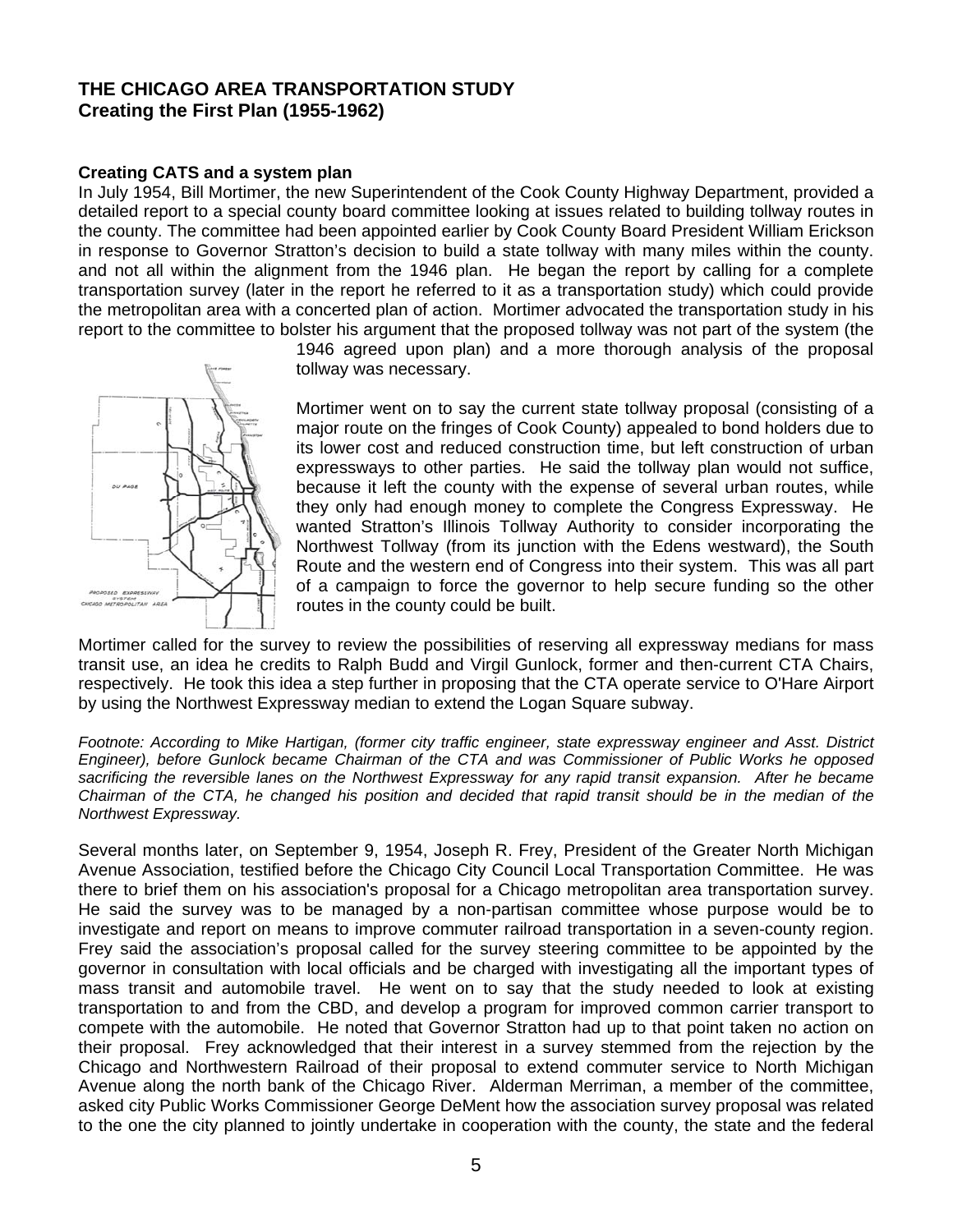## THE CHICAGO AREA TRANSPORTATION STUDY
## Creating the First Plan (1955-1962)

### Creating CATS and a system plan

In July 1954, Bill Mortimer, the new Superintendent of the Cook County Highway Department, provided a detailed report to a special county board committee looking at issues related to building tollway routes in the county. The committee had been appointed earlier by Cook County Board President William Erickson in response to Governor Stratton's decision to build a state tollway with many miles within the county. and not all within the alignment from the 1946 plan. He began the report by calling for a complete transportation survey (later in the report he referred to it as a transportation study) which could provide the metropolitan area with a concerted plan of action. Mortimer advocated the transportation study in his report to the committee to bolster his argument that the proposed tollway was not part of the system (the 1946 agreed upon plan) and a more thorough analysis of the proposal tollway was necessary.

Mortimer went on to say the current state tollway proposal (consisting of a major route on the fringes of Cook County) appealed to bond holders due to its lower cost and reduced construction time, but left construction of urban expressways to other parties. He said the tollway plan would not suffice, because it left the county with the expense of several urban routes, while they only had enough money to complete the Congress Expressway. He wanted Stratton's Illinois Tollway Authority to consider incorporating the Northwest Tollway (from its junction with the Edens westward), the South Route and the western end of Congress into their system. This was all part of a campaign to force the governor to help secure funding so the other routes in the county could be built.

Mortimer called for the survey to review the possibilities of reserving all expressway medians for mass transit use, an idea he credits to Ralph Budd and Virgil Gunlock, former and then-current CTA Chairs, respectively. He took this idea a step further in proposing that the CTA operate service to O'Hare Airport by using the Northwest Expressway median to extend the Logan Square subway.

*Footnote: According to Mike Hartigan, (former city traffic engineer, state expressway engineer and Asst. District Engineer), before Gunlock became Chairman of the CTA and was Commissioner of Public Works he opposed sacrificing the reversible lanes on the Northwest Expressway for any rapid transit expansion. After he became Chairman of the CTA, he changed his position and decided that rapid transit should be in the median of the Northwest Expressway.*

Several months later, on September 9, 1954, Joseph R. Frey, President of the Greater North Michigan Avenue Association, testified before the Chicago City Council Local Transportation Committee. He was there to brief them on his association's proposal for a Chicago metropolitan area transportation survey. He said the survey was to be managed by a non-partisan committee whose purpose would be to investigate and report on means to improve commuter railroad transportation in a seven-county region. Frey said the association's proposal called for the survey steering committee to be appointed by the governor in consultation with local officials and be charged with investigating all the important types of mass transit and automobile travel. He went on to say that the study needed to look at existing transportation to and from the CBD, and develop a program for improved common carrier transport to compete with the automobile. He noted that Governor Stratton had up to that point taken no action on their proposal. Frey acknowledged that their interest in a survey stemmed from the rejection by the Chicago and Northwestern Railroad of their proposal to extend commuter service to North Michigan Avenue along the north bank of the Chicago River. Alderman Merriman, a member of the committee, asked city Public Works Commissioner George DeMent how the association survey proposal was related to the one the city planned to jointly undertake in cooperation with the county, the state and the federal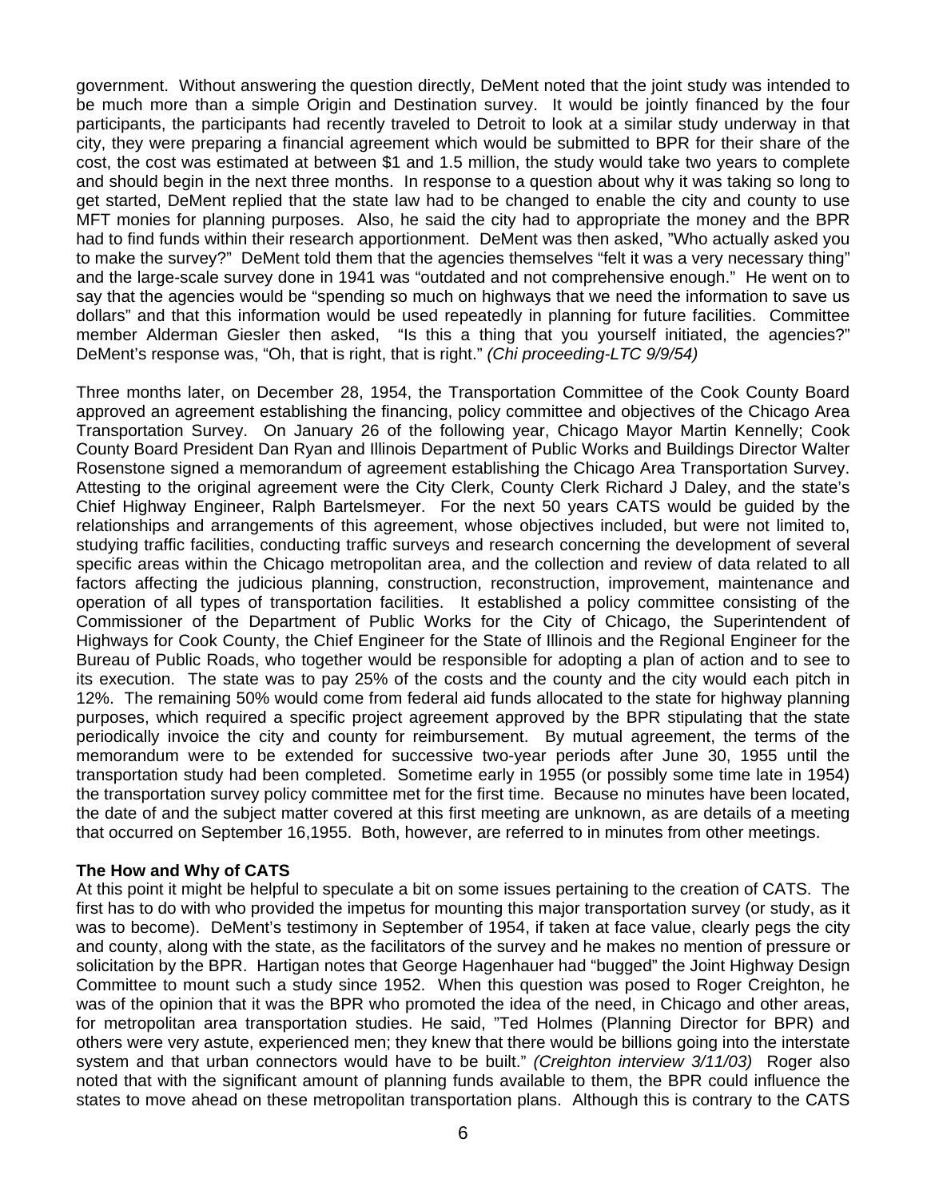government. Without answering the question directly, DeMent noted that the joint study was intended to be much more than a simple Origin and Destination survey. It would be jointly financed by the four participants, the participants had recently traveled to Detroit to look at a similar study underway in that city, they were preparing a financial agreement which would be submitted to BPR for their share of the cost, the cost was estimated at between $1 and 1.5 million, the study would take two years to complete and should begin in the next three months. In response to a question about why it was taking so long to get started, DeMent replied that the state law had to be changed to enable the city and county to use MFT monies for planning purposes. Also, he said the city had to appropriate the money and the BPR had to find funds within their research apportionment. DeMent was then asked, "Who actually asked you to make the survey?" DeMent told them that the agencies themselves "felt it was a very necessary thing" and the large-scale survey done in 1941 was "outdated and not comprehensive enough." He went on to say that the agencies would be "spending so much on highways that we need the information to save us dollars" and that this information would be used repeatedly in planning for future facilities. Committee member Alderman Giesler then asked, "Is this a thing that you yourself initiated, the agencies?" DeMent's response was, "Oh, that is right, that is right." *(Chi proceeding-LTC 9/9/54)*

Three months later, on December 28, 1954, the Transportation Committee of the Cook County Board approved an agreement establishing the financing, policy committee and objectives of the Chicago Area Transportation Survey. On January 26 of the following year, Chicago Mayor Martin Kennelly; Cook County Board President Dan Ryan and Illinois Department of Public Works and Buildings Director Walter Rosenstone signed a memorandum of agreement establishing the Chicago Area Transportation Survey. Attesting to the original agreement were the City Clerk, County Clerk Richard J Daley, and the state's Chief Highway Engineer, Ralph Bartelsmeyer. For the next 50 years CATS would be guided by the relationships and arrangements of this agreement, whose objectives included, but were not limited to, studying traffic facilities, conducting traffic surveys and research concerning the development of several specific areas within the Chicago metropolitan area, and the collection and review of data related to all factors affecting the judicious planning, construction, reconstruction, improvement, maintenance and operation of all types of transportation facilities. It established a policy committee consisting of the Commissioner of the Department of Public Works for the City of Chicago, the Superintendent of Highways for Cook County, the Chief Engineer for the State of Illinois and the Regional Engineer for the Bureau of Public Roads, who together would be responsible for adopting a plan of action and to see to its execution. The state was to pay 25% of the costs and the county and the city would each pitch in 12%. The remaining 50% would come from federal aid funds allocated to the state for highway planning purposes, which required a specific project agreement approved by the BPR stipulating that the state periodically invoice the city and county for reimbursement. By mutual agreement, the terms of the memorandum were to be extended for successive two-year periods after June 30, 1955 until the transportation study had been completed. Sometime early in 1955 (or possibly some time late in 1954) the transportation survey policy committee met for the first time. Because no minutes have been located, the date of and the subject matter covered at this first meeting are unknown, as are details of a meeting that occurred on September 16,1955. Both, however, are referred to in minutes from other meetings.

**The How and Why of CATS**

At this point it might be helpful to speculate a bit on some issues pertaining to the creation of CATS. The first has to do with who provided the impetus for mounting this major transportation survey (or study, as it was to become). DeMent's testimony in September of 1954, if taken at face value, clearly pegs the city and county, along with the state, as the facilitators of the survey and he makes no mention of pressure or solicitation by the BPR. Hartigan notes that George Hagenhauer had "bugged" the Joint Highway Design Committee to mount such a study since 1952. When this question was posed to Roger Creighton, he was of the opinion that it was the BPR who promoted the idea of the need, in Chicago and other areas, for metropolitan area transportation studies. He said, "Ted Holmes (Planning Director for BPR) and others were very astute, experienced men; they knew that there would be billions going into the interstate system and that urban connectors would have to be built." *(Creighton interview 3/11/03)* Roger also noted that with the significant amount of planning funds available to them, the BPR could influence the states to move ahead on these metropolitan transportation plans. Although this is contrary to the CATS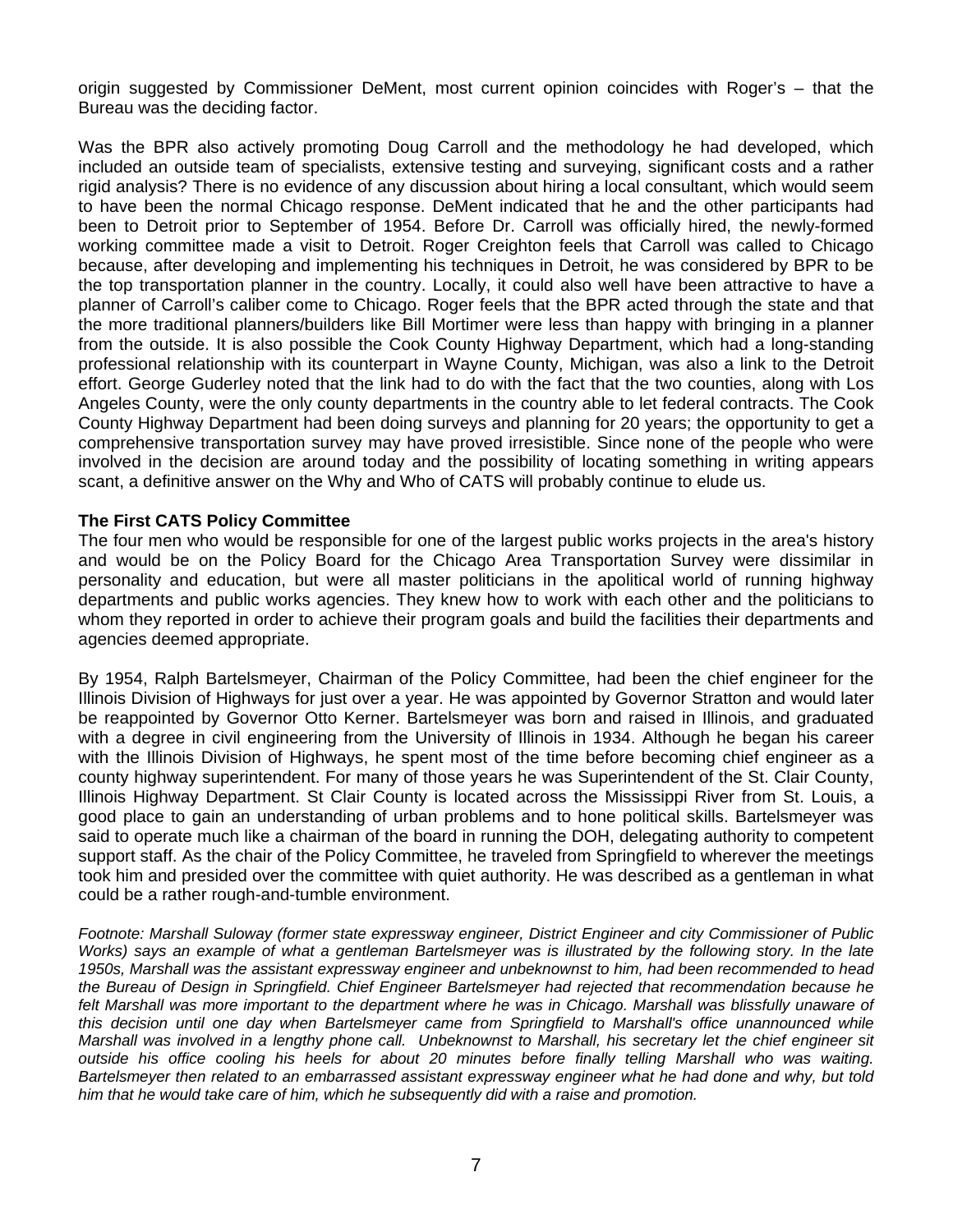origin suggested by Commissioner DeMent, most current opinion coincides with Roger's – that the Bureau was the deciding factor.

Was the BPR also actively promoting Doug Carroll and the methodology he had developed, which included an outside team of specialists, extensive testing and surveying, significant costs and a rather rigid analysis? There is no evidence of any discussion about hiring a local consultant, which would seem to have been the normal Chicago response. DeMent indicated that he and the other participants had been to Detroit prior to September of 1954. Before Dr. Carroll was officially hired, the newly-formed working committee made a visit to Detroit. Roger Creighton feels that Carroll was called to Chicago because, after developing and implementing his techniques in Detroit, he was considered by BPR to be the top transportation planner in the country. Locally, it could also well have been attractive to have a planner of Carroll's caliber come to Chicago. Roger feels that the BPR acted through the state and that the more traditional planners/builders like Bill Mortimer were less than happy with bringing in a planner from the outside. It is also possible the Cook County Highway Department, which had a long-standing professional relationship with its counterpart in Wayne County, Michigan, was also a link to the Detroit effort. George Guderley noted that the link had to do with the fact that the two counties, along with Los Angeles County, were the only county departments in the country able to let federal contracts. The Cook County Highway Department had been doing surveys and planning for 20 years; the opportunity to get a comprehensive transportation survey may have proved irresistible. Since none of the people who were involved in the decision are around today and the possibility of locating something in writing appears scant, a definitive answer on the Why and Who of CATS will probably continue to elude us.

**The First CATS Policy Committee**

The four men who would be responsible for one of the largest public works projects in the area's history and would be on the Policy Board for the Chicago Area Transportation Survey were dissimilar in personality and education, but were all master politicians in the apolitical world of running highway departments and public works agencies. They knew how to work with each other and the politicians to whom they reported in order to achieve their program goals and build the facilities their departments and agencies deemed appropriate.

By 1954, Ralph Bartelsmeyer, Chairman of the Policy Committee, had been the chief engineer for the Illinois Division of Highways for just over a year. He was appointed by Governor Stratton and would later be reappointed by Governor Otto Kerner. Bartelsmeyer was born and raised in Illinois, and graduated with a degree in civil engineering from the University of Illinois in 1934. Although he began his career with the Illinois Division of Highways, he spent most of the time before becoming chief engineer as a county highway superintendent. For many of those years he was Superintendent of the St. Clair County, Illinois Highway Department. St Clair County is located across the Mississippi River from St. Louis, a good place to gain an understanding of urban problems and to hone political skills. Bartelsmeyer was said to operate much like a chairman of the board in running the DOH, delegating authority to competent support staff. As the chair of the Policy Committee, he traveled from Springfield to wherever the meetings took him and presided over the committee with quiet authority. He was described as a gentleman in what could be a rather rough-and-tumble environment.

*Footnote: Marshall Suloway (former state expressway engineer, District Engineer and city Commissioner of Public Works) says an example of what a gentleman Bartelsmeyer was is illustrated by the following story. In the late 1950s, Marshall was the assistant expressway engineer and unbeknownst to him, had been recommended to head the Bureau of Design in Springfield. Chief Engineer Bartelsmeyer had rejected that recommendation because he felt Marshall was more important to the department where he was in Chicago. Marshall was blissfully unaware of this decision until one day when Bartelsmeyer came from Springfield to Marshall's office unannounced while Marshall was involved in a lengthy phone call. Unbeknownst to Marshall, his secretary let the chief engineer sit outside his office cooling his heels for about 20 minutes before finally telling Marshall who was waiting. Bartelsmeyer then related to an embarrassed assistant expressway engineer what he had done and why, but told him that he would take care of him, which he subsequently did with a raise and promotion.*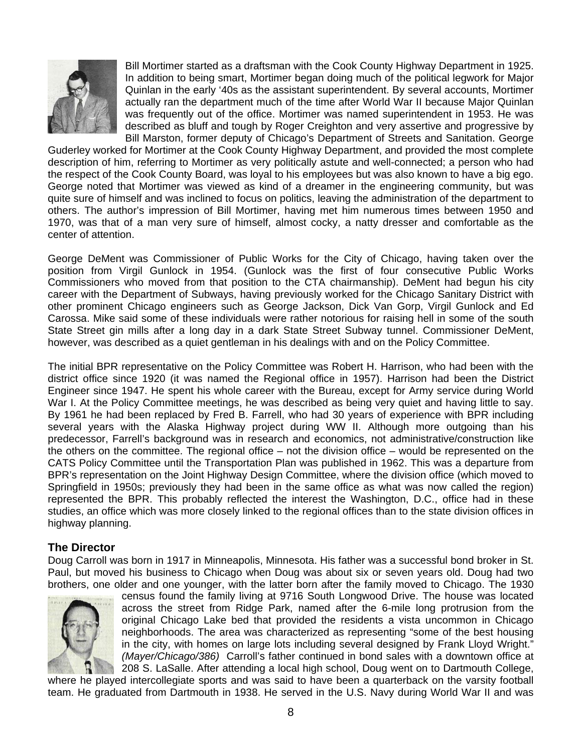Bill Mortimer started as a draftsman with the Cook County Highway Department in 1925. In addition to being smart, Mortimer began doing much of the political legwork for Major Quinlan in the early '40s as the assistant superintendent. By several accounts, Mortimer actually ran the department much of the time after World War II because Major Quinlan was frequently out of the office. Mortimer was named superintendent in 1953. He was described as bluff and tough by Roger Creighton and very assertive and progressive by Bill Marston, former deputy of Chicago's Department of Streets and Sanitation. George Guderley worked for Mortimer at the Cook County Highway Department, and provided the most complete description of him, referring to Mortimer as very politically astute and well-connected; a person who had the respect of the Cook County Board, was loyal to his employees but was also known to have a big ego. George noted that Mortimer was viewed as kind of a dreamer in the engineering community, but was quite sure of himself and was inclined to focus on politics, leaving the administration of the department to others. The author's impression of Bill Mortimer, having met him numerous times between 1950 and 1970, was that of a man very sure of himself, almost cocky, a natty dresser and comfortable as the center of attention.

George DeMent was Commissioner of Public Works for the City of Chicago, having taken over the position from Virgil Gunlock in 1954. (Gunlock was the first of four consecutive Public Works Commissioners who moved from that position to the CTA chairmanship). DeMent had begun his city career with the Department of Subways, having previously worked for the Chicago Sanitary District with other prominent Chicago engineers such as George Jackson, Dick Van Gorp, Virgil Gunlock and Ed Carossa. Mike said some of these individuals were rather notorious for raising hell in some of the south State Street gin mills after a long day in a dark State Street Subway tunnel. Commissioner DeMent, however, was described as a quiet gentleman in his dealings with and on the Policy Committee.

The initial BPR representative on the Policy Committee was Robert H. Harrison, who had been with the district office since 1920 (it was named the Regional office in 1957). Harrison had been the District Engineer since 1947. He spent his whole career with the Bureau, except for Army service during World War I. At the Policy Committee meetings, he was described as being very quiet and having little to say. By 1961 he had been replaced by Fred B. Farrell, who had 30 years of experience with BPR including several years with the Alaska Highway project during WW II. Although more outgoing than his predecessor, Farrell's background was in research and economics, not administrative/construction like the others on the committee. The regional office – not the division office – would be represented on the CATS Policy Committee until the Transportation Plan was published in 1962. This was a departure from BPR's representation on the Joint Highway Design Committee, where the division office (which moved to Springfield in 1950s; previously they had been in the same office as what was now called the region) represented the BPR. This probably reflected the interest the Washington, D.C., office had in these studies, an office which was more closely linked to the regional offices than to the state division offices in highway planning.

## The Director

Doug Carroll was born in 1917 in Minneapolis, Minnesota. His father was a successful bond broker in St. Paul, but moved his business to Chicago when Doug was about six or seven years old. Doug had two brothers, one older and one younger, with the latter born after the family moved to Chicago. The 1930 census found the family living at 9716 South Longwood Drive. The house was located across the street from Ridge Park, named after the 6-mile long protrusion from the original Chicago Lake bed that provided the residents a vista uncommon in Chicago neighborhoods. The area was characterized as representing "some of the best housing in the city, with homes on large lots including several designed by Frank Lloyd Wright." *(Mayer/Chicago/386)* Carroll's father continued in bond sales with a downtown office at 208 S. LaSalle. After attending a local high school, Doug went on to Dartmouth College, where he played intercollegiate sports and was said to have been a quarterback on the varsity football team. He graduated from Dartmouth in 1938. He served in the U.S. Navy during World War II and was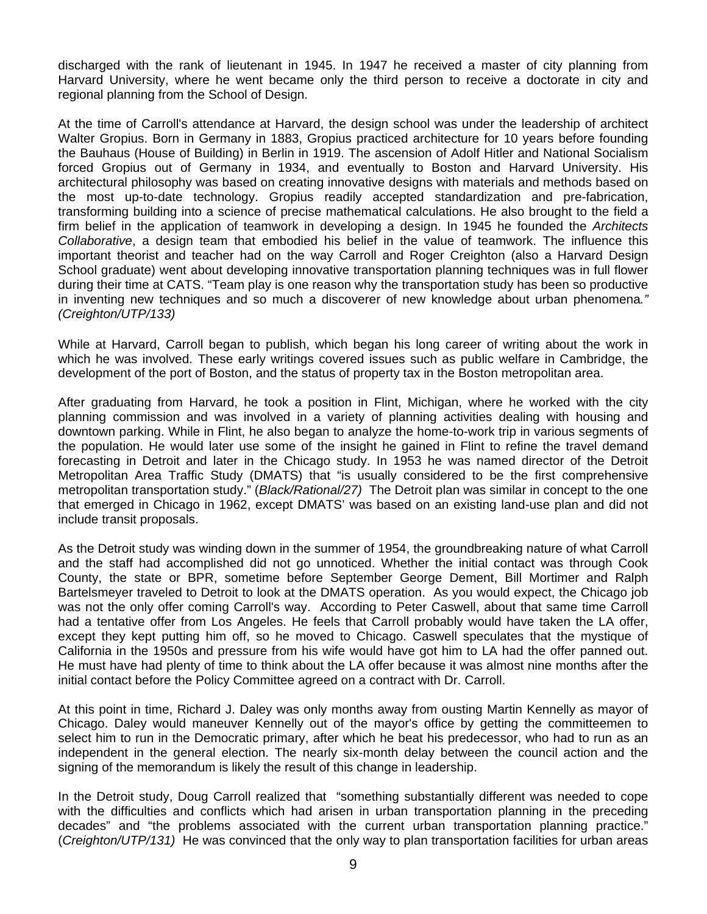discharged with the rank of lieutenant in 1945. In 1947 he received a master of city planning from Harvard University, where he went became only the third person to receive a doctorate in city and regional planning from the School of Design.

At the time of Carroll's attendance at Harvard, the design school was under the leadership of architect Walter Gropius. Born in Germany in 1883, Gropius practiced architecture for 10 years before founding the Bauhaus (House of Building) in Berlin in 1919. The ascension of Adolf Hitler and National Socialism forced Gropius out of Germany in 1934, and eventually to Boston and Harvard University. His architectural philosophy was based on creating innovative designs with materials and methods based on the most up-to-date technology. Gropius readily accepted standardization and pre-fabrication, transforming building into a science of precise mathematical calculations. He also brought to the field a firm belief in the application of teamwork in developing a design. In 1945 he founded the *Architects Collaborative*, a design team that embodied his belief in the value of teamwork. The influence this important theorist and teacher had on the way Carroll and Roger Creighton (also a Harvard Design School graduate) went about developing innovative transportation planning techniques was in full flower during their time at CATS. "Team play is one reason why the transportation study has been so productive in inventing new techniques and so much a discoverer of new knowledge about urban phenomena*." (Creighton/UTP/133)*

While at Harvard, Carroll began to publish, which began his long career of writing about the work in which he was involved. These early writings covered issues such as public welfare in Cambridge, the development of the port of Boston, and the status of property tax in the Boston metropolitan area.

After graduating from Harvard, he took a position in Flint, Michigan, where he worked with the city planning commission and was involved in a variety of planning activities dealing with housing and downtown parking. While in Flint, he also began to analyze the home-to-work trip in various segments of the population. He would later use some of the insight he gained in Flint to refine the travel demand forecasting in Detroit and later in the Chicago study. In 1953 he was named director of the Detroit Metropolitan Area Traffic Study (DMATS) that "is usually considered to be the first comprehensive metropolitan transportation study." (*Black/Rational/27)* The Detroit plan was similar in concept to the one that emerged in Chicago in 1962, except DMATS' was based on an existing land-use plan and did not include transit proposals.

As the Detroit study was winding down in the summer of 1954, the groundbreaking nature of what Carroll and the staff had accomplished did not go unnoticed. Whether the initial contact was through Cook County, the state or BPR, sometime before September George Dement, Bill Mortimer and Ralph Bartelsmeyer traveled to Detroit to look at the DMATS operation. As you would expect, the Chicago job was not the only offer coming Carroll's way. According to Peter Caswell, about that same time Carroll had a tentative offer from Los Angeles. He feels that Carroll probably would have taken the LA offer, except they kept putting him off, so he moved to Chicago. Caswell speculates that the mystique of California in the 1950s and pressure from his wife would have got him to LA had the offer panned out. He must have had plenty of time to think about the LA offer because it was almost nine months after the initial contact before the Policy Committee agreed on a contract with Dr. Carroll.

At this point in time, Richard J. Daley was only months away from ousting Martin Kennelly as mayor of Chicago. Daley would maneuver Kennelly out of the mayor's office by getting the committeemen to select him to run in the Democratic primary, after which he beat his predecessor, who had to run as an independent in the general election. The nearly six-month delay between the council action and the signing of the memorandum is likely the result of this change in leadership.

In the Detroit study, Doug Carroll realized that "something substantially different was needed to cope with the difficulties and conflicts which had arisen in urban transportation planning in the preceding decades" and "the problems associated with the current urban transportation planning practice." (*Creighton/UTP/131)* He was convinced that the only way to plan transportation facilities for urban areas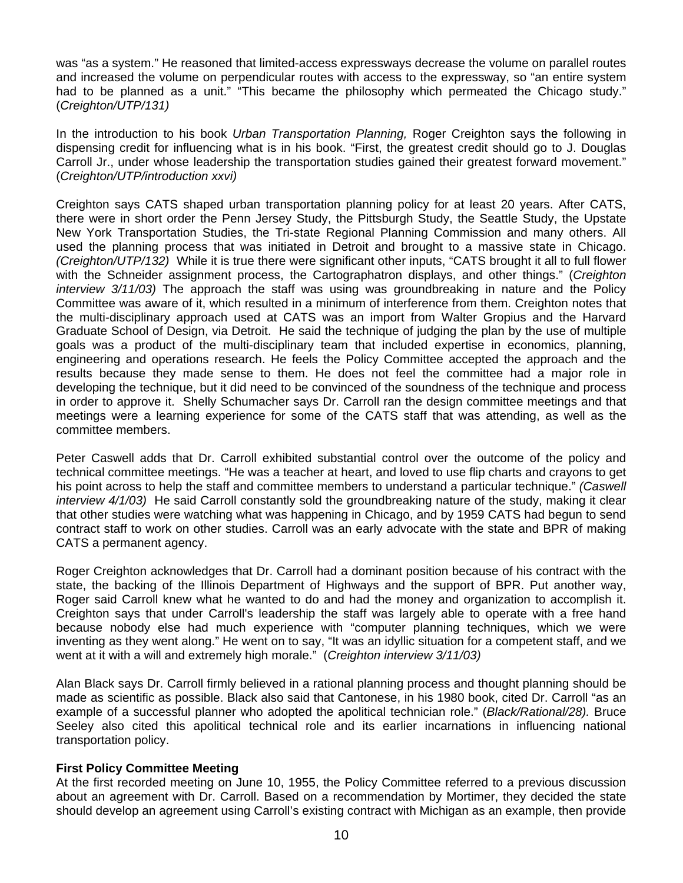was "as a system." He reasoned that limited-access expressways decrease the volume on parallel routes and increased the volume on perpendicular routes with access to the expressway, so "an entire system had to be planned as a unit." "This became the philosophy which permeated the Chicago study." (*Creighton/UTP/131)*

In the introduction to his book *Urban Transportation Planning,* Roger Creighton says the following in dispensing credit for influencing what is in his book. "First, the greatest credit should go to J. Douglas Carroll Jr., under whose leadership the transportation studies gained their greatest forward movement." (*Creighton/UTP/introduction xxvi)*

Creighton says CATS shaped urban transportation planning policy for at least 20 years. After CATS, there were in short order the Penn Jersey Study, the Pittsburgh Study, the Seattle Study, the Upstate New York Transportation Studies, the Tri-state Regional Planning Commission and many others. All used the planning process that was initiated in Detroit and brought to a massive state in Chicago. *(Creighton/UTP/132)* While it is true there were significant other inputs, "CATS brought it all to full flower with the Schneider assignment process, the Cartographatron displays, and other things." (*Creighton interview 3/11/03)* The approach the staff was using was groundbreaking in nature and the Policy Committee was aware of it, which resulted in a minimum of interference from them. Creighton notes that the multi-disciplinary approach used at CATS was an import from Walter Gropius and the Harvard Graduate School of Design, via Detroit. He said the technique of judging the plan by the use of multiple goals was a product of the multi-disciplinary team that included expertise in economics, planning, engineering and operations research. He feels the Policy Committee accepted the approach and the results because they made sense to them. He does not feel the committee had a major role in developing the technique, but it did need to be convinced of the soundness of the technique and process in order to approve it. Shelly Schumacher says Dr. Carroll ran the design committee meetings and that meetings were a learning experience for some of the CATS staff that was attending, as well as the committee members.

Peter Caswell adds that Dr. Carroll exhibited substantial control over the outcome of the policy and technical committee meetings. "He was a teacher at heart, and loved to use flip charts and crayons to get his point across to help the staff and committee members to understand a particular technique." *(Caswell interview 4/1/03)* He said Carroll constantly sold the groundbreaking nature of the study, making it clear that other studies were watching what was happening in Chicago, and by 1959 CATS had begun to send contract staff to work on other studies. Carroll was an early advocate with the state and BPR of making CATS a permanent agency.

Roger Creighton acknowledges that Dr. Carroll had a dominant position because of his contract with the state, the backing of the Illinois Department of Highways and the support of BPR. Put another way, Roger said Carroll knew what he wanted to do and had the money and organization to accomplish it. Creighton says that under Carroll's leadership the staff was largely able to operate with a free hand because nobody else had much experience with "computer planning techniques, which we were inventing as they went along." He went on to say, "It was an idyllic situation for a competent staff, and we went at it with a will and extremely high morale." (*Creighton interview 3/11/03)*

Alan Black says Dr. Carroll firmly believed in a rational planning process and thought planning should be made as scientific as possible. Black also said that Cantonese, in his 1980 book, cited Dr. Carroll "as an example of a successful planner who adopted the apolitical technician role." (*Black/Rational/28).* Bruce Seeley also cited this apolitical technical role and its earlier incarnations in influencing national transportation policy.

**First Policy Committee Meeting**

At the first recorded meeting on June 10, 1955, the Policy Committee referred to a previous discussion about an agreement with Dr. Carroll. Based on a recommendation by Mortimer, they decided the state should develop an agreement using Carroll's existing contract with Michigan as an example, then provide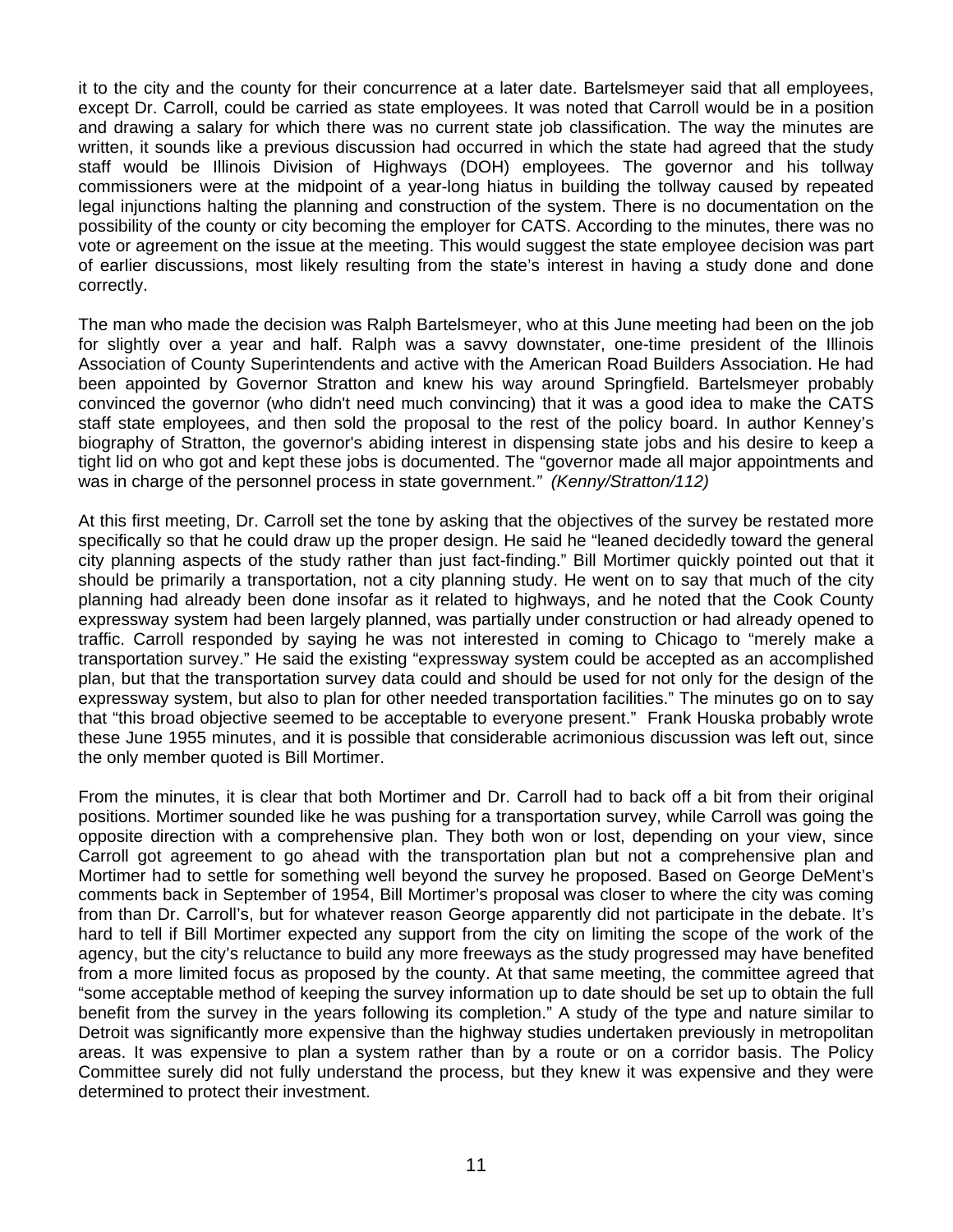it to the city and the county for their concurrence at a later date. Bartelsmeyer said that all employees, except Dr. Carroll, could be carried as state employees. It was noted that Carroll would be in a position and drawing a salary for which there was no current state job classification. The way the minutes are written, it sounds like a previous discussion had occurred in which the state had agreed that the study staff would be Illinois Division of Highways (DOH) employees. The governor and his tollway commissioners were at the midpoint of a year-long hiatus in building the tollway caused by repeated legal injunctions halting the planning and construction of the system. There is no documentation on the possibility of the county or city becoming the employer for CATS. According to the minutes, there was no vote or agreement on the issue at the meeting. This would suggest the state employee decision was part of earlier discussions, most likely resulting from the state's interest in having a study done and done correctly.

The man who made the decision was Ralph Bartelsmeyer, who at this June meeting had been on the job for slightly over a year and half. Ralph was a savvy downstater, one-time president of the Illinois Association of County Superintendents and active with the American Road Builders Association. He had been appointed by Governor Stratton and knew his way around Springfield. Bartelsmeyer probably convinced the governor (who didn't need much convincing) that it was a good idea to make the CATS staff state employees, and then sold the proposal to the rest of the policy board. In author Kenney's biography of Stratton, the governor's abiding interest in dispensing state jobs and his desire to keep a tight lid on who got and kept these jobs is documented. The "governor made all major appointments and was in charge of the personnel process in state government." *(Kenny/Stratton/112)*

At this first meeting, Dr. Carroll set the tone by asking that the objectives of the survey be restated more specifically so that he could draw up the proper design. He said he "leaned decidedly toward the general city planning aspects of the study rather than just fact-finding." Bill Mortimer quickly pointed out that it should be primarily a transportation, not a city planning study. He went on to say that much of the city planning had already been done insofar as it related to highways, and he noted that the Cook County expressway system had been largely planned, was partially under construction or had already opened to traffic. Carroll responded by saying he was not interested in coming to Chicago to "merely make a transportation survey." He said the existing "expressway system could be accepted as an accomplished plan, but that the transportation survey data could and should be used for not only for the design of the expressway system, but also to plan for other needed transportation facilities." The minutes go on to say that "this broad objective seemed to be acceptable to everyone present." Frank Houska probably wrote these June 1955 minutes, and it is possible that considerable acrimonious discussion was left out, since the only member quoted is Bill Mortimer.

From the minutes, it is clear that both Mortimer and Dr. Carroll had to back off a bit from their original positions. Mortimer sounded like he was pushing for a transportation survey, while Carroll was going the opposite direction with a comprehensive plan. They both won or lost, depending on your view, since Carroll got agreement to go ahead with the transportation plan but not a comprehensive plan and Mortimer had to settle for something well beyond the survey he proposed. Based on George DeMent's comments back in September of 1954, Bill Mortimer's proposal was closer to where the city was coming from than Dr. Carroll's, but for whatever reason George apparently did not participate in the debate. It's hard to tell if Bill Mortimer expected any support from the city on limiting the scope of the work of the agency, but the city's reluctance to build any more freeways as the study progressed may have benefited from a more limited focus as proposed by the county. At that same meeting, the committee agreed that "some acceptable method of keeping the survey information up to date should be set up to obtain the full benefit from the survey in the years following its completion." A study of the type and nature similar to Detroit was significantly more expensive than the highway studies undertaken previously in metropolitan areas. It was expensive to plan a system rather than by a route or on a corridor basis. The Policy Committee surely did not fully understand the process, but they knew it was expensive and they were determined to protect their investment.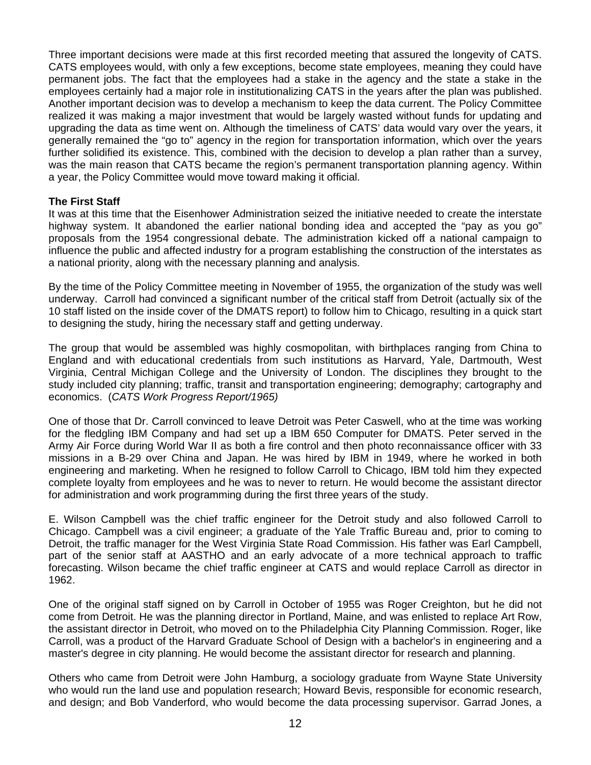Three important decisions were made at this first recorded meeting that assured the longevity of CATS. CATS employees would, with only a few exceptions, become state employees, meaning they could have permanent jobs. The fact that the employees had a stake in the agency and the state a stake in the employees certainly had a major role in institutionalizing CATS in the years after the plan was published. Another important decision was to develop a mechanism to keep the data current. The Policy Committee realized it was making a major investment that would be largely wasted without funds for updating and upgrading the data as time went on. Although the timeliness of CATS' data would vary over the years, it generally remained the "go to" agency in the region for transportation information, which over the years further solidified its existence. This, combined with the decision to develop a plan rather than a survey, was the main reason that CATS became the region's permanent transportation planning agency. Within a year, the Policy Committee would move toward making it official.

**The First Staff**

It was at this time that the Eisenhower Administration seized the initiative needed to create the interstate highway system. It abandoned the earlier national bonding idea and accepted the "pay as you go" proposals from the 1954 congressional debate. The administration kicked off a national campaign to influence the public and affected industry for a program establishing the construction of the interstates as a national priority, along with the necessary planning and analysis.

By the time of the Policy Committee meeting in November of 1955, the organization of the study was well underway. Carroll had convinced a significant number of the critical staff from Detroit (actually six of the 10 staff listed on the inside cover of the DMATS report) to follow him to Chicago, resulting in a quick start to designing the study, hiring the necessary staff and getting underway.

The group that would be assembled was highly cosmopolitan, with birthplaces ranging from China to England and with educational credentials from such institutions as Harvard, Yale, Dartmouth, West Virginia, Central Michigan College and the University of London. The disciplines they brought to the study included city planning; traffic, transit and transportation engineering; demography; cartography and economics. (*CATS Work Progress Report/1965)*

One of those that Dr. Carroll convinced to leave Detroit was Peter Caswell, who at the time was working for the fledgling IBM Company and had set up a IBM 650 Computer for DMATS. Peter served in the Army Air Force during World War II as both a fire control and then photo reconnaissance officer with 33 missions in a B-29 over China and Japan. He was hired by IBM in 1949, where he worked in both engineering and marketing. When he resigned to follow Carroll to Chicago, IBM told him they expected complete loyalty from employees and he was to never to return. He would become the assistant director for administration and work programming during the first three years of the study.

E. Wilson Campbell was the chief traffic engineer for the Detroit study and also followed Carroll to Chicago. Campbell was a civil engineer; a graduate of the Yale Traffic Bureau and, prior to coming to Detroit, the traffic manager for the West Virginia State Road Commission. His father was Earl Campbell, part of the senior staff at AASTHO and an early advocate of a more technical approach to traffic forecasting. Wilson became the chief traffic engineer at CATS and would replace Carroll as director in 1962.

One of the original staff signed on by Carroll in October of 1955 was Roger Creighton, but he did not come from Detroit. He was the planning director in Portland, Maine, and was enlisted to replace Art Row, the assistant director in Detroit, who moved on to the Philadelphia City Planning Commission. Roger, like Carroll, was a product of the Harvard Graduate School of Design with a bachelor's in engineering and a master's degree in city planning. He would become the assistant director for research and planning.

Others who came from Detroit were John Hamburg, a sociology graduate from Wayne State University who would run the land use and population research; Howard Bevis, responsible for economic research, and design; and Bob Vanderford, who would become the data processing supervisor. Garrad Jones, a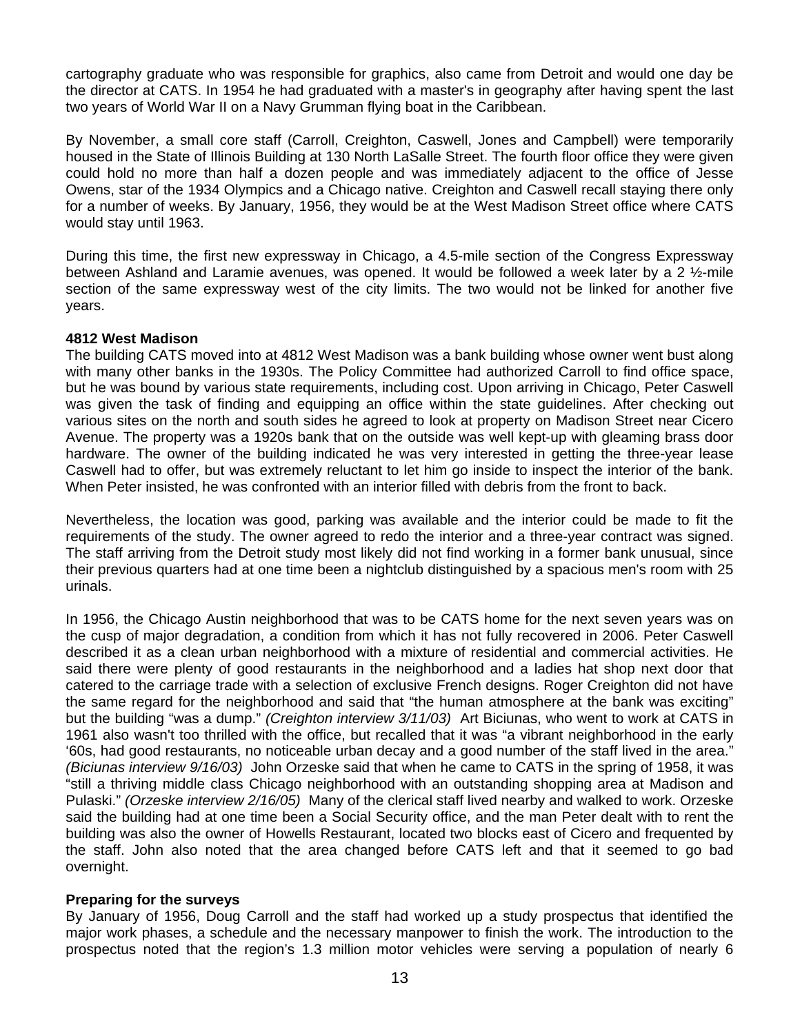cartography graduate who was responsible for graphics, also came from Detroit and would one day be the director at CATS. In 1954 he had graduated with a master's in geography after having spent the last two years of World War II on a Navy Grumman flying boat in the Caribbean.

By November, a small core staff (Carroll, Creighton, Caswell, Jones and Campbell) were temporarily housed in the State of Illinois Building at 130 North LaSalle Street. The fourth floor office they were given could hold no more than half a dozen people and was immediately adjacent to the office of Jesse Owens, star of the 1934 Olympics and a Chicago native. Creighton and Caswell recall staying there only for a number of weeks. By January, 1956, they would be at the West Madison Street office where CATS would stay until 1963.

During this time, the first new expressway in Chicago, a 4.5-mile section of the Congress Expressway between Ashland and Laramie avenues, was opened. It would be followed a week later by a 2 ½-mile section of the same expressway west of the city limits. The two would not be linked for another five years.

**4812 West Madison**

The building CATS moved into at 4812 West Madison was a bank building whose owner went bust along with many other banks in the 1930s. The Policy Committee had authorized Carroll to find office space, but he was bound by various state requirements, including cost. Upon arriving in Chicago, Peter Caswell was given the task of finding and equipping an office within the state guidelines. After checking out various sites on the north and south sides he agreed to look at property on Madison Street near Cicero Avenue. The property was a 1920s bank that on the outside was well kept-up with gleaming brass door hardware. The owner of the building indicated he was very interested in getting the three-year lease Caswell had to offer, but was extremely reluctant to let him go inside to inspect the interior of the bank. When Peter insisted, he was confronted with an interior filled with debris from the front to back.

Nevertheless, the location was good, parking was available and the interior could be made to fit the requirements of the study. The owner agreed to redo the interior and a three-year contract was signed. The staff arriving from the Detroit study most likely did not find working in a former bank unusual, since their previous quarters had at one time been a nightclub distinguished by a spacious men's room with 25 urinals.

In 1956, the Chicago Austin neighborhood that was to be CATS home for the next seven years was on the cusp of major degradation, a condition from which it has not fully recovered in 2006. Peter Caswell described it as a clean urban neighborhood with a mixture of residential and commercial activities. He said there were plenty of good restaurants in the neighborhood and a ladies hat shop next door that catered to the carriage trade with a selection of exclusive French designs. Roger Creighton did not have the same regard for the neighborhood and said that "the human atmosphere at the bank was exciting" but the building "was a dump." *(Creighton interview 3/11/03)* Art Biciunas, who went to work at CATS in 1961 also wasn't too thrilled with the office, but recalled that it was "a vibrant neighborhood in the early '60s, had good restaurants, no noticeable urban decay and a good number of the staff lived in the area." *(Biciunas interview 9/16/03)* John Orzeske said that when he came to CATS in the spring of 1958, it was "still a thriving middle class Chicago neighborhood with an outstanding shopping area at Madison and Pulaski." *(Orzeske interview 2/16/05)* Many of the clerical staff lived nearby and walked to work. Orzeske said the building had at one time been a Social Security office, and the man Peter dealt with to rent the building was also the owner of Howells Restaurant, located two blocks east of Cicero and frequented by the staff. John also noted that the area changed before CATS left and that it seemed to go bad overnight.

**Preparing for the surveys**

By January of 1956, Doug Carroll and the staff had worked up a study prospectus that identified the major work phases, a schedule and the necessary manpower to finish the work. The introduction to the prospectus noted that the region's 1.3 million motor vehicles were serving a population of nearly 6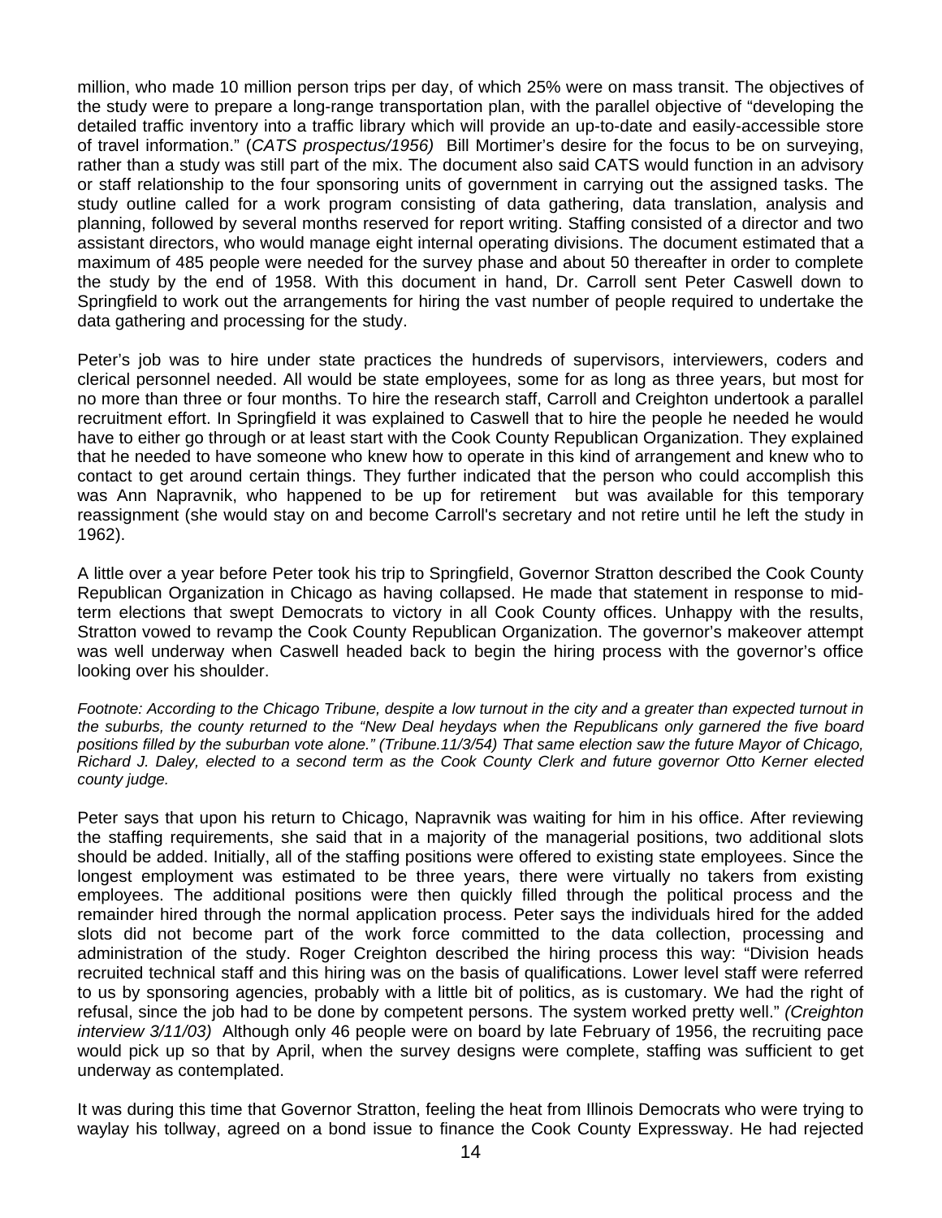million, who made 10 million person trips per day, of which 25% were on mass transit. The objectives of the study were to prepare a long-range transportation plan, with the parallel objective of "developing the detailed traffic inventory into a traffic library which will provide an up-to-date and easily-accessible store of travel information." (*CATS prospectus/1956)* Bill Mortimer's desire for the focus to be on surveying, rather than a study was still part of the mix. The document also said CATS would function in an advisory or staff relationship to the four sponsoring units of government in carrying out the assigned tasks. The study outline called for a work program consisting of data gathering, data translation, analysis and planning, followed by several months reserved for report writing. Staffing consisted of a director and two assistant directors, who would manage eight internal operating divisions. The document estimated that a maximum of 485 people were needed for the survey phase and about 50 thereafter in order to complete the study by the end of 1958. With this document in hand, Dr. Carroll sent Peter Caswell down to Springfield to work out the arrangements for hiring the vast number of people required to undertake the data gathering and processing for the study.

Peter's job was to hire under state practices the hundreds of supervisors, interviewers, coders and clerical personnel needed. All would be state employees, some for as long as three years, but most for no more than three or four months. To hire the research staff, Carroll and Creighton undertook a parallel recruitment effort. In Springfield it was explained to Caswell that to hire the people he needed he would have to either go through or at least start with the Cook County Republican Organization. They explained that he needed to have someone who knew how to operate in this kind of arrangement and knew who to contact to get around certain things. They further indicated that the person who could accomplish this was Ann Napravnik, who happened to be up for retirement but was available for this temporary reassignment (she would stay on and become Carroll's secretary and not retire until he left the study in 1962).

A little over a year before Peter took his trip to Springfield, Governor Stratton described the Cook County Republican Organization in Chicago as having collapsed. He made that statement in response to mid-term elections that swept Democrats to victory in all Cook County offices. Unhappy with the results, Stratton vowed to revamp the Cook County Republican Organization. The governor's makeover attempt was well underway when Caswell headed back to begin the hiring process with the governor's office looking over his shoulder.

*Footnote: According to the Chicago Tribune, despite a low turnout in the city and a greater than expected turnout in the suburbs, the county returned to the "New Deal heydays when the Republicans only garnered the five board positions filled by the suburban vote alone." (Tribune.11/3/54) That same election saw the future Mayor of Chicago, Richard J. Daley, elected to a second term as the Cook County Clerk and future governor Otto Kerner elected county judge.*

Peter says that upon his return to Chicago, Napravnik was waiting for him in his office. After reviewing the staffing requirements, she said that in a majority of the managerial positions, two additional slots should be added. Initially, all of the staffing positions were offered to existing state employees. Since the longest employment was estimated to be three years, there were virtually no takers from existing employees. The additional positions were then quickly filled through the political process and the remainder hired through the normal application process. Peter says the individuals hired for the added slots did not become part of the work force committed to the data collection, processing and administration of the study. Roger Creighton described the hiring process this way: "Division heads recruited technical staff and this hiring was on the basis of qualifications. Lower level staff were referred to us by sponsoring agencies, probably with a little bit of politics, as is customary. We had the right of refusal, since the job had to be done by competent persons. The system worked pretty well." *(Creighton interview 3/11/03)* Although only 46 people were on board by late February of 1956, the recruiting pace would pick up so that by April, when the survey designs were complete, staffing was sufficient to get underway as contemplated.

It was during this time that Governor Stratton, feeling the heat from Illinois Democrats who were trying to waylay his tollway, agreed on a bond issue to finance the Cook County Expressway. He had rejected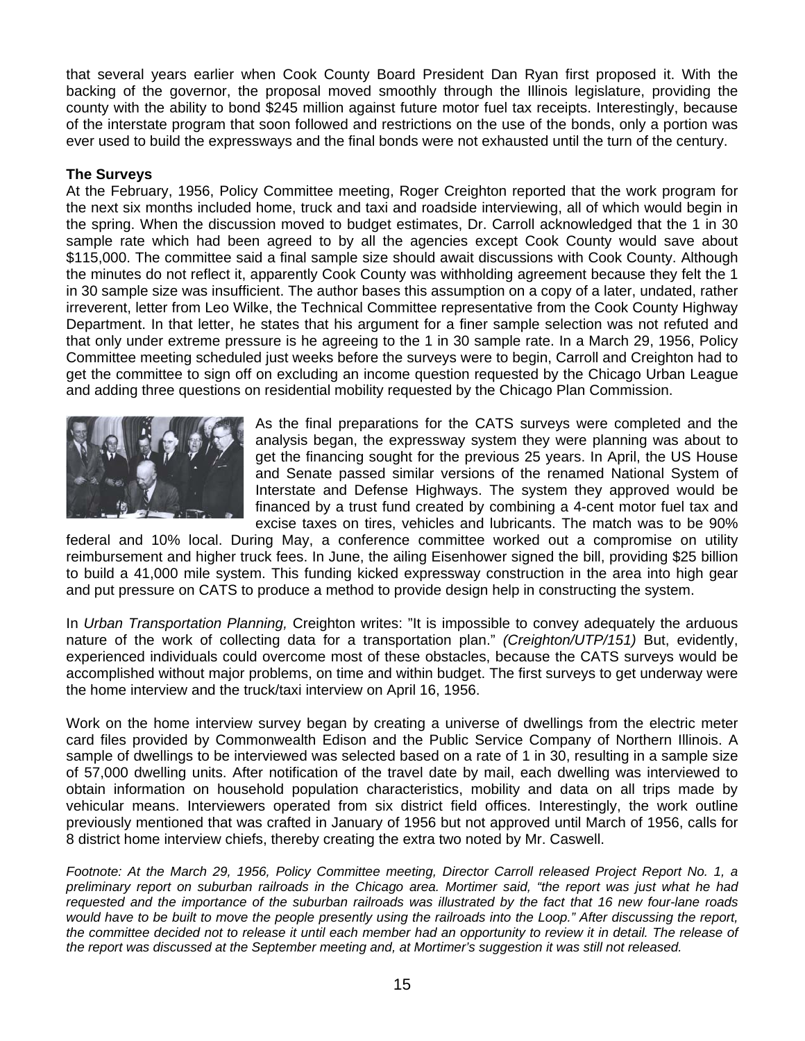that several years earlier when Cook County Board President Dan Ryan first proposed it. With the backing of the governor, the proposal moved smoothly through the Illinois legislature, providing the county with the ability to bond $245 million against future motor fuel tax receipts. Interestingly, because of the interstate program that soon followed and restrictions on the use of the bonds, only a portion was ever used to build the expressways and the final bonds were not exhausted until the turn of the century.

**The Surveys**

At the February, 1956, Policy Committee meeting, Roger Creighton reported that the work program for the next six months included home, truck and taxi and roadside interviewing, all of which would begin in the spring. When the discussion moved to budget estimates, Dr. Carroll acknowledged that the 1 in 30 sample rate which had been agreed to by all the agencies except Cook County would save about $115,000. The committee said a final sample size should await discussions with Cook County. Although the minutes do not reflect it, apparently Cook County was withholding agreement because they felt the 1 in 30 sample size was insufficient. The author bases this assumption on a copy of a later, undated, rather irreverent, letter from Leo Wilke, the Technical Committee representative from the Cook County Highway Department. In that letter, he states that his argument for a finer sample selection was not refuted and that only under extreme pressure is he agreeing to the 1 in 30 sample rate. In a March 29, 1956, Policy Committee meeting scheduled just weeks before the surveys were to begin, Carroll and Creighton had to get the committee to sign off on excluding an income question requested by the Chicago Urban League and adding three questions on residential mobility requested by the Chicago Plan Commission.

As the final preparations for the CATS surveys were completed and the analysis began, the expressway system they were planning was about to get the financing sought for the previous 25 years. In April, the US House and Senate passed similar versions of the renamed National System of Interstate and Defense Highways. The system they approved would be financed by a trust fund created by combining a 4-cent motor fuel tax and excise taxes on tires, vehicles and lubricants. The match was to be 90% federal and 10% local. During May, a conference committee worked out a compromise on utility reimbursement and higher truck fees. In June, the ailing Eisenhower signed the bill, providing $25 billion to build a 41,000 mile system. This funding kicked expressway construction in the area into high gear and put pressure on CATS to produce a method to provide design help in constructing the system.

In *Urban Transportation Planning,* Creighton writes: "It is impossible to convey adequately the arduous nature of the work of collecting data for a transportation plan." *(Creighton/UTP/151)* But, evidently, experienced individuals could overcome most of these obstacles, because the CATS surveys would be accomplished without major problems, on time and within budget. The first surveys to get underway were the home interview and the truck/taxi interview on April 16, 1956.

Work on the home interview survey began by creating a universe of dwellings from the electric meter card files provided by Commonwealth Edison and the Public Service Company of Northern Illinois. A sample of dwellings to be interviewed was selected based on a rate of 1 in 30, resulting in a sample size of 57,000 dwelling units. After notification of the travel date by mail, each dwelling was interviewed to obtain information on household population characteristics, mobility and data on all trips made by vehicular means. Interviewers operated from six district field offices. Interestingly, the work outline previously mentioned that was crafted in January of 1956 but not approved until March of 1956, calls for 8 district home interview chiefs, thereby creating the extra two noted by Mr. Caswell.

*Footnote: At the March 29, 1956, Policy Committee meeting, Director Carroll released Project Report No. 1, a preliminary report on suburban railroads in the Chicago area. Mortimer said, "the report was just what he had requested and the importance of the suburban railroads was illustrated by the fact that 16 new four-lane roads would have to be built to move the people presently using the railroads into the Loop." After discussing the report, the committee decided not to release it until each member had an opportunity to review it in detail. The release of the report was discussed at the September meeting and, at Mortimer's suggestion it was still not released.*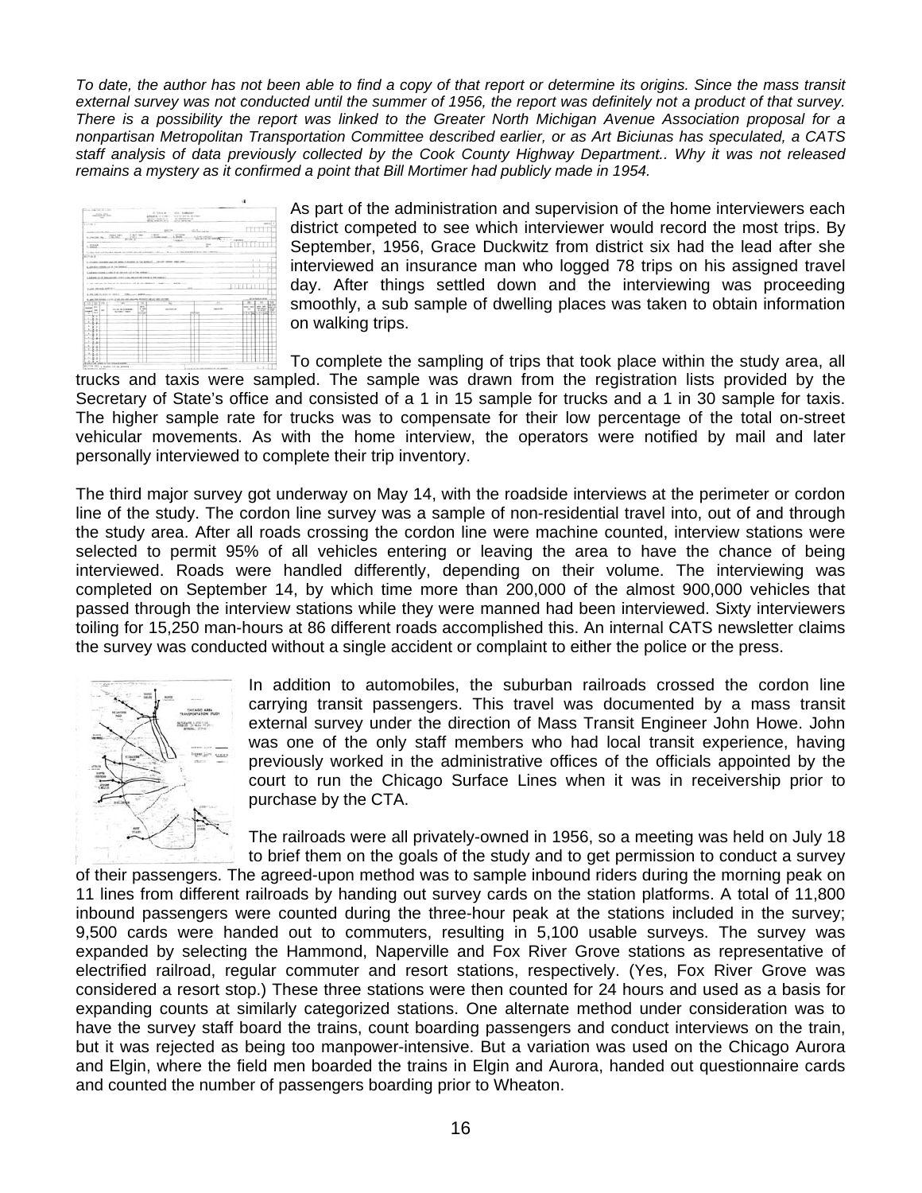*To date, the author has not been able to find a copy of that report or determine its origins. Since the mass transit external survey was not conducted until the summer of 1956, the report was definitely not a product of that survey. There is a possibility the report was linked to the Greater North Michigan Avenue Association proposal for a nonpartisan Metropolitan Transportation Committee described earlier, or as Art Biciunas has speculated, a CATS staff analysis of data previously collected by the Cook County Highway Department.. Why it was not released remains a mystery as it confirmed a point that Bill Mortimer had publicly made in 1954.*

As part of the administration and supervision of the home interviewers each district competed to see which interviewer would record the most trips. By September, 1956, Grace Duckwitz from district six had the lead after she interviewed an insurance man who logged 78 trips on his assigned travel day. After things settled down and the interviewing was proceeding smoothly, a sub sample of dwelling places was taken to obtain information on walking trips.

To complete the sampling of trips that took place within the study area, all trucks and taxis were sampled. The sample was drawn from the registration lists provided by the Secretary of State's office and consisted of a 1 in 15 sample for trucks and a 1 in 30 sample for taxis. The higher sample rate for trucks was to compensate for their low percentage of the total on-street vehicular movements. As with the home interview, the operators were notified by mail and later personally interviewed to complete their trip inventory.

The third major survey got underway on May 14, with the roadside interviews at the perimeter or cordon line of the study. The cordon line survey was a sample of non-residential travel into, out of and through the study area. After all roads crossing the cordon line were machine counted, interview stations were selected to permit 95% of all vehicles entering or leaving the area to have the chance of being interviewed. Roads were handled differently, depending on their volume. The interviewing was completed on September 14, by which time more than 200,000 of the almost 900,000 vehicles that passed through the interview stations while they were manned had been interviewed. Sixty interviewers toiling for 15,250 man-hours at 86 different roads accomplished this. An internal CATS newsletter claims the survey was conducted without a single accident or complaint to either the police or the press.

In addition to automobiles, the suburban railroads crossed the cordon line carrying transit passengers. This travel was documented by a mass transit external survey under the direction of Mass Transit Engineer John Howe. John was one of the only staff members who had local transit experience, having previously worked in the administrative offices of the officials appointed by the court to run the Chicago Surface Lines when it was in receivership prior to purchase by the CTA.

The railroads were all privately-owned in 1956, so a meeting was held on July 18 to brief them on the goals of the study and to get permission to conduct a survey of their passengers. The agreed-upon method was to sample inbound riders during the morning peak on 11 lines from different railroads by handing out survey cards on the station platforms. A total of 11,800 inbound passengers were counted during the three-hour peak at the stations included in the survey; 9,500 cards were handed out to commuters, resulting in 5,100 usable surveys. The survey was expanded by selecting the Hammond, Naperville and Fox River Grove stations as representative of electrified railroad, regular commuter and resort stations, respectively. (Yes, Fox River Grove was considered a resort stop.) These three stations were then counted for 24 hours and used as a basis for expanding counts at similarly categorized stations. One alternate method under consideration was to have the survey staff board the trains, count boarding passengers and conduct interviews on the train, but it was rejected as being too manpower-intensive. But a variation was used on the Chicago Aurora and Elgin, where the field men boarded the trains in Elgin and Aurora, handed out questionnaire cards and counted the number of passengers boarding prior to Wheaton.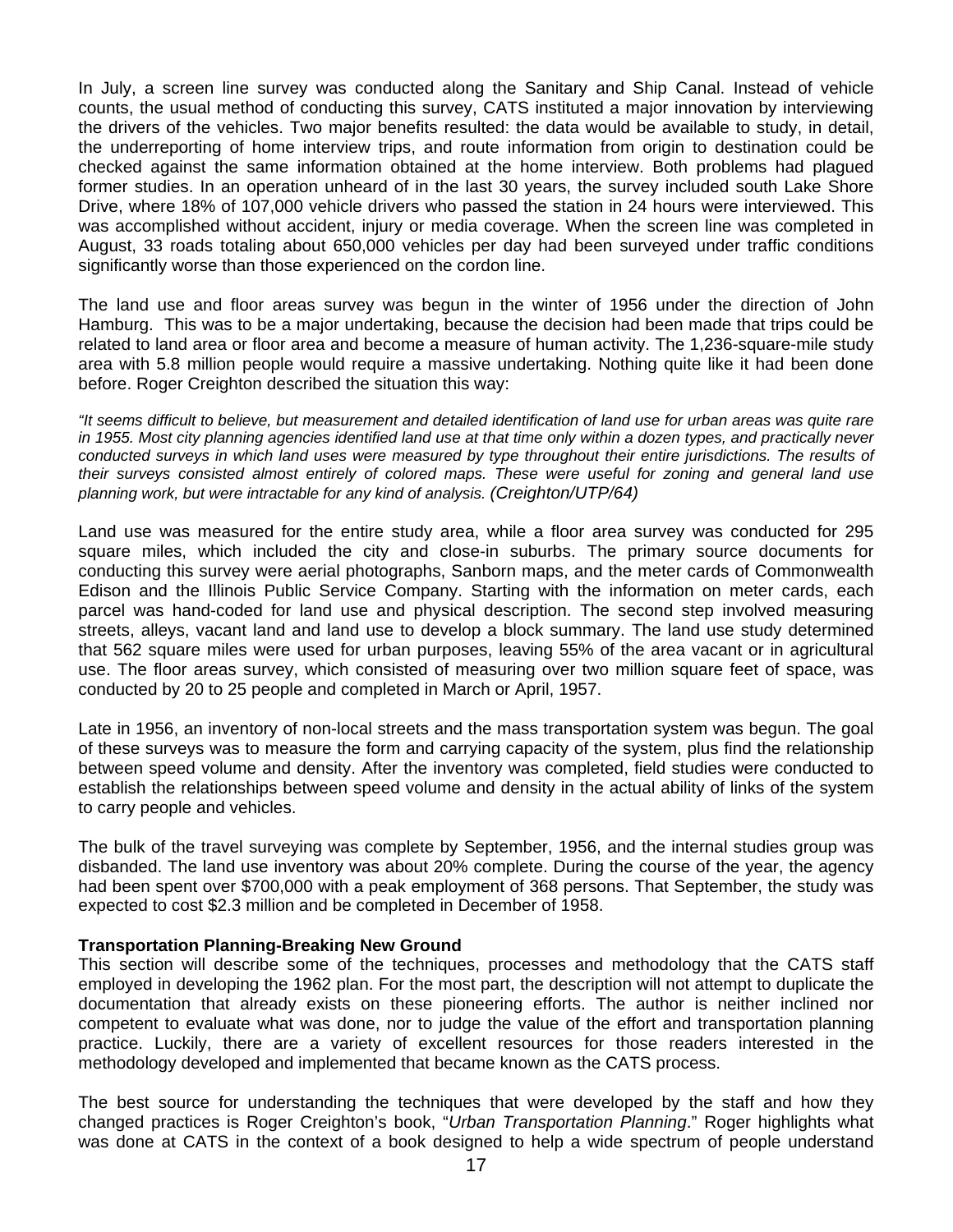In July, a screen line survey was conducted along the Sanitary and Ship Canal. Instead of vehicle counts, the usual method of conducting this survey, CATS instituted a major innovation by interviewing the drivers of the vehicles. Two major benefits resulted: the data would be available to study, in detail, the underreporting of home interview trips, and route information from origin to destination could be checked against the same information obtained at the home interview. Both problems had plagued former studies. In an operation unheard of in the last 30 years, the survey included south Lake Shore Drive, where 18% of 107,000 vehicle drivers who passed the station in 24 hours were interviewed. This was accomplished without accident, injury or media coverage. When the screen line was completed in August, 33 roads totaling about 650,000 vehicles per day had been surveyed under traffic conditions significantly worse than those experienced on the cordon line.

The land use and floor areas survey was begun in the winter of 1956 under the direction of John Hamburg. This was to be a major undertaking, because the decision had been made that trips could be related to land area or floor area and become a measure of human activity. The 1,236-square-mile study area with 5.8 million people would require a massive undertaking. Nothing quite like it had been done before. Roger Creighton described the situation this way:

*"It seems difficult to believe, but measurement and detailed identification of land use for urban areas was quite rare in 1955. Most city planning agencies identified land use at that time only within a dozen types, and practically never conducted surveys in which land uses were measured by type throughout their entire jurisdictions. The results of their surveys consisted almost entirely of colored maps. These were useful for zoning and general land use planning work, but were intractable for any kind of analysis. (Creighton/UTP/64)*

Land use was measured for the entire study area, while a floor area survey was conducted for 295 square miles, which included the city and close-in suburbs. The primary source documents for conducting this survey were aerial photographs, Sanborn maps, and the meter cards of Commonwealth Edison and the Illinois Public Service Company. Starting with the information on meter cards, each parcel was hand-coded for land use and physical description. The second step involved measuring streets, alleys, vacant land and land use to develop a block summary. The land use study determined that 562 square miles were used for urban purposes, leaving 55% of the area vacant or in agricultural use. The floor areas survey, which consisted of measuring over two million square feet of space, was conducted by 20 to 25 people and completed in March or April, 1957.

Late in 1956, an inventory of non-local streets and the mass transportation system was begun. The goal of these surveys was to measure the form and carrying capacity of the system, plus find the relationship between speed volume and density. After the inventory was completed, field studies were conducted to establish the relationships between speed volume and density in the actual ability of links of the system to carry people and vehicles.

The bulk of the travel surveying was complete by September, 1956, and the internal studies group was disbanded. The land use inventory was about 20% complete. During the course of the year, the agency had been spent over $700,000 with a peak employment of 368 persons. That September, the study was expected to cost $2.3 million and be completed in December of 1958.

**Transportation Planning-Breaking New Ground**

This section will describe some of the techniques, processes and methodology that the CATS staff employed in developing the 1962 plan. For the most part, the description will not attempt to duplicate the documentation that already exists on these pioneering efforts. The author is neither inclined nor competent to evaluate what was done, nor to judge the value of the effort and transportation planning practice. Luckily, there are a variety of excellent resources for those readers interested in the methodology developed and implemented that became known as the CATS process.

The best source for understanding the techniques that were developed by the staff and how they changed practices is Roger Creighton's book, "*Urban Transportation Planning*." Roger highlights what was done at CATS in the context of a book designed to help a wide spectrum of people understand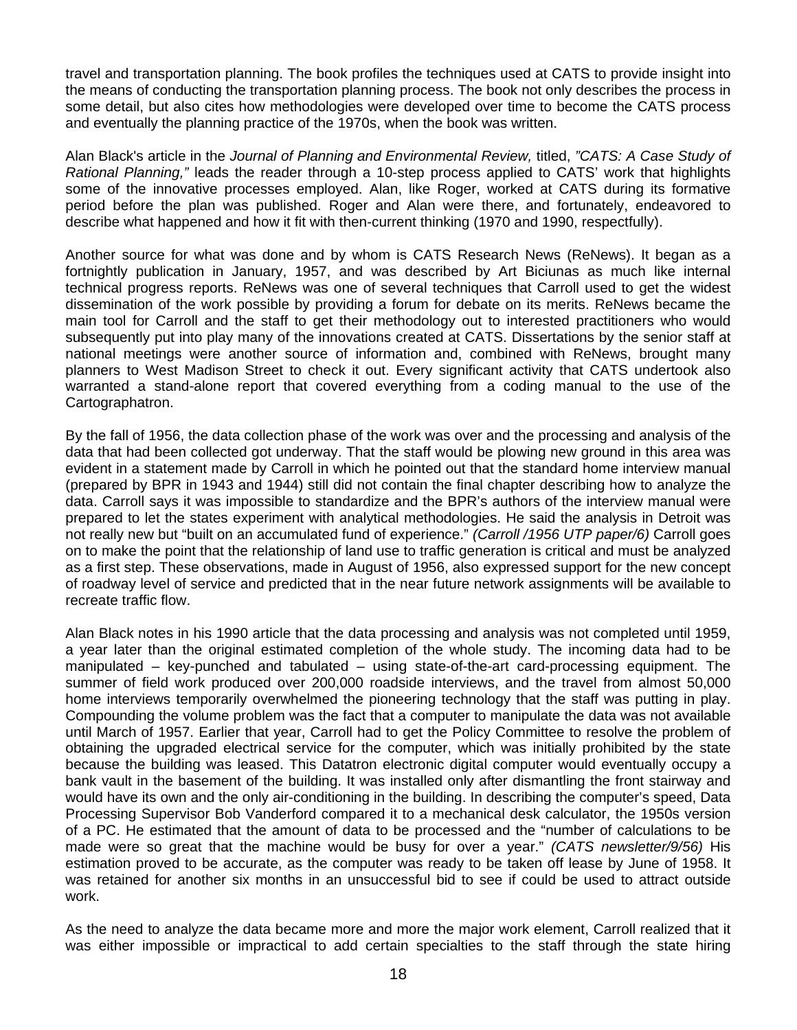travel and transportation planning. The book profiles the techniques used at CATS to provide insight into the means of conducting the transportation planning process. The book not only describes the process in some detail, but also cites how methodologies were developed over time to become the CATS process and eventually the planning practice of the 1970s, when the book was written.

Alan Black's article in the *Journal of Planning and Environmental Review,* titled, *"CATS: A Case Study of Rational Planning,"* leads the reader through a 10-step process applied to CATS' work that highlights some of the innovative processes employed. Alan, like Roger, worked at CATS during its formative period before the plan was published. Roger and Alan were there, and fortunately, endeavored to describe what happened and how it fit with then-current thinking (1970 and 1990, respectfully).

Another source for what was done and by whom is CATS Research News (ReNews). It began as a fortnightly publication in January, 1957, and was described by Art Biciunas as much like internal technical progress reports. ReNews was one of several techniques that Carroll used to get the widest dissemination of the work possible by providing a forum for debate on its merits. ReNews became the main tool for Carroll and the staff to get their methodology out to interested practitioners who would subsequently put into play many of the innovations created at CATS. Dissertations by the senior staff at national meetings were another source of information and, combined with ReNews, brought many planners to West Madison Street to check it out. Every significant activity that CATS undertook also warranted a stand-alone report that covered everything from a coding manual to the use of the Cartographatron.

By the fall of 1956, the data collection phase of the work was over and the processing and analysis of the data that had been collected got underway. That the staff would be plowing new ground in this area was evident in a statement made by Carroll in which he pointed out that the standard home interview manual (prepared by BPR in 1943 and 1944) still did not contain the final chapter describing how to analyze the data. Carroll says it was impossible to standardize and the BPR's authors of the interview manual were prepared to let the states experiment with analytical methodologies. He said the analysis in Detroit was not really new but "built on an accumulated fund of experience." *(Carroll /1956 UTP paper/6)* Carroll goes on to make the point that the relationship of land use to traffic generation is critical and must be analyzed as a first step. These observations, made in August of 1956, also expressed support for the new concept of roadway level of service and predicted that in the near future network assignments will be available to recreate traffic flow.

Alan Black notes in his 1990 article that the data processing and analysis was not completed until 1959, a year later than the original estimated completion of the whole study. The incoming data had to be manipulated – key-punched and tabulated – using state-of-the-art card-processing equipment. The summer of field work produced over 200,000 roadside interviews, and the travel from almost 50,000 home interviews temporarily overwhelmed the pioneering technology that the staff was putting in play. Compounding the volume problem was the fact that a computer to manipulate the data was not available until March of 1957. Earlier that year, Carroll had to get the Policy Committee to resolve the problem of obtaining the upgraded electrical service for the computer, which was initially prohibited by the state because the building was leased. This Datatron electronic digital computer would eventually occupy a bank vault in the basement of the building. It was installed only after dismantling the front stairway and would have its own and the only air-conditioning in the building. In describing the computer's speed, Data Processing Supervisor Bob Vanderford compared it to a mechanical desk calculator, the 1950s version of a PC. He estimated that the amount of data to be processed and the "number of calculations to be made were so great that the machine would be busy for over a year." *(CATS newsletter/9/56)* His estimation proved to be accurate, as the computer was ready to be taken off lease by June of 1958. It was retained for another six months in an unsuccessful bid to see if could be used to attract outside work.

As the need to analyze the data became more and more the major work element, Carroll realized that it was either impossible or impractical to add certain specialties to the staff through the state hiring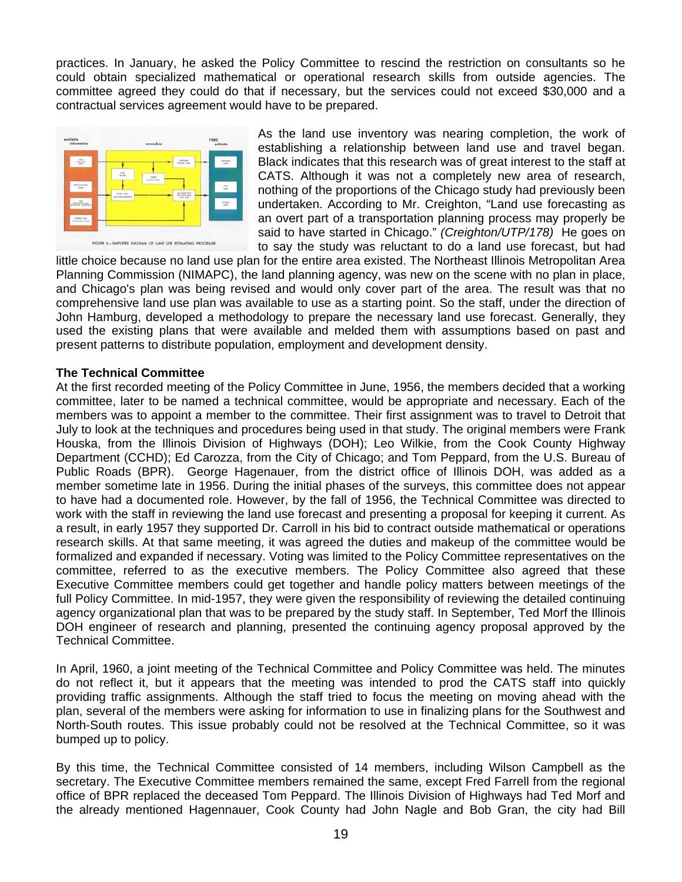practices. In January, he asked the Policy Committee to rescind the restriction on consultants so he could obtain specialized mathematical or operational research skills from outside agencies. The committee agreed they could do that if necessary, but the services could not exceed $30,000 and a contractual services agreement would have to be prepared.

FIGURE 6—SIMPLIFIED DIAGRAM OF LAND USE ESTIMATING PROCEDURE

As the land use inventory was nearing completion, the work of establishing a relationship between land use and travel began. Black indicates that this research was of great interest to the staff at CATS. Although it was not a completely new area of research, nothing of the proportions of the Chicago study had previously been undertaken. According to Mr. Creighton, "Land use forecasting as an overt part of a transportation planning process may properly be said to have started in Chicago." *(Creighton/UTP/178)* He goes on to say the study was reluctant to do a land use forecast, but had little choice because no land use plan for the entire area existed. The Northeast Illinois Metropolitan Area Planning Commission (NIMAPC), the land planning agency, was new on the scene with no plan in place, and Chicago's plan was being revised and would only cover part of the area. The result was that no comprehensive land use plan was available to use as a starting point. So the staff, under the direction of John Hamburg, developed a methodology to prepare the necessary land use forecast. Generally, they used the existing plans that were available and melded them with assumptions based on past and present patterns to distribute population, employment and development density.

**The Technical Committee**

At the first recorded meeting of the Policy Committee in June, 1956, the members decided that a working committee, later to be named a technical committee, would be appropriate and necessary. Each of the members was to appoint a member to the committee. Their first assignment was to travel to Detroit that July to look at the techniques and procedures being used in that study. The original members were Frank Houska, from the Illinois Division of Highways (DOH); Leo Wilkie, from the Cook County Highway Department (CCHD); Ed Carozza, from the City of Chicago; and Tom Peppard, from the U.S. Bureau of Public Roads (BPR). George Hagenauer, from the district office of Illinois DOH, was added as a member sometime late in 1956. During the initial phases of the surveys, this committee does not appear to have had a documented role. However, by the fall of 1956, the Technical Committee was directed to work with the staff in reviewing the land use forecast and presenting a proposal for keeping it current. As a result, in early 1957 they supported Dr. Carroll in his bid to contract outside mathematical or operations research skills. At that same meeting, it was agreed the duties and makeup of the committee would be formalized and expanded if necessary. Voting was limited to the Policy Committee representatives on the committee, referred to as the executive members. The Policy Committee also agreed that these Executive Committee members could get together and handle policy matters between meetings of the full Policy Committee. In mid-1957, they were given the responsibility of reviewing the detailed continuing agency organizational plan that was to be prepared by the study staff. In September, Ted Morf the Illinois DOH engineer of research and planning, presented the continuing agency proposal approved by the Technical Committee.

In April, 1960, a joint meeting of the Technical Committee and Policy Committee was held. The minutes do not reflect it, but it appears that the meeting was intended to prod the CATS staff into quickly providing traffic assignments. Although the staff tried to focus the meeting on moving ahead with the plan, several of the members were asking for information to use in finalizing plans for the Southwest and North-South routes. This issue probably could not be resolved at the Technical Committee, so it was bumped up to policy.

By this time, the Technical Committee consisted of 14 members, including Wilson Campbell as the secretary. The Executive Committee members remained the same, except Fred Farrell from the regional office of BPR replaced the deceased Tom Peppard. The Illinois Division of Highways had Ted Morf and the already mentioned Hagennauer, Cook County had John Nagle and Bob Gran, the city had Bill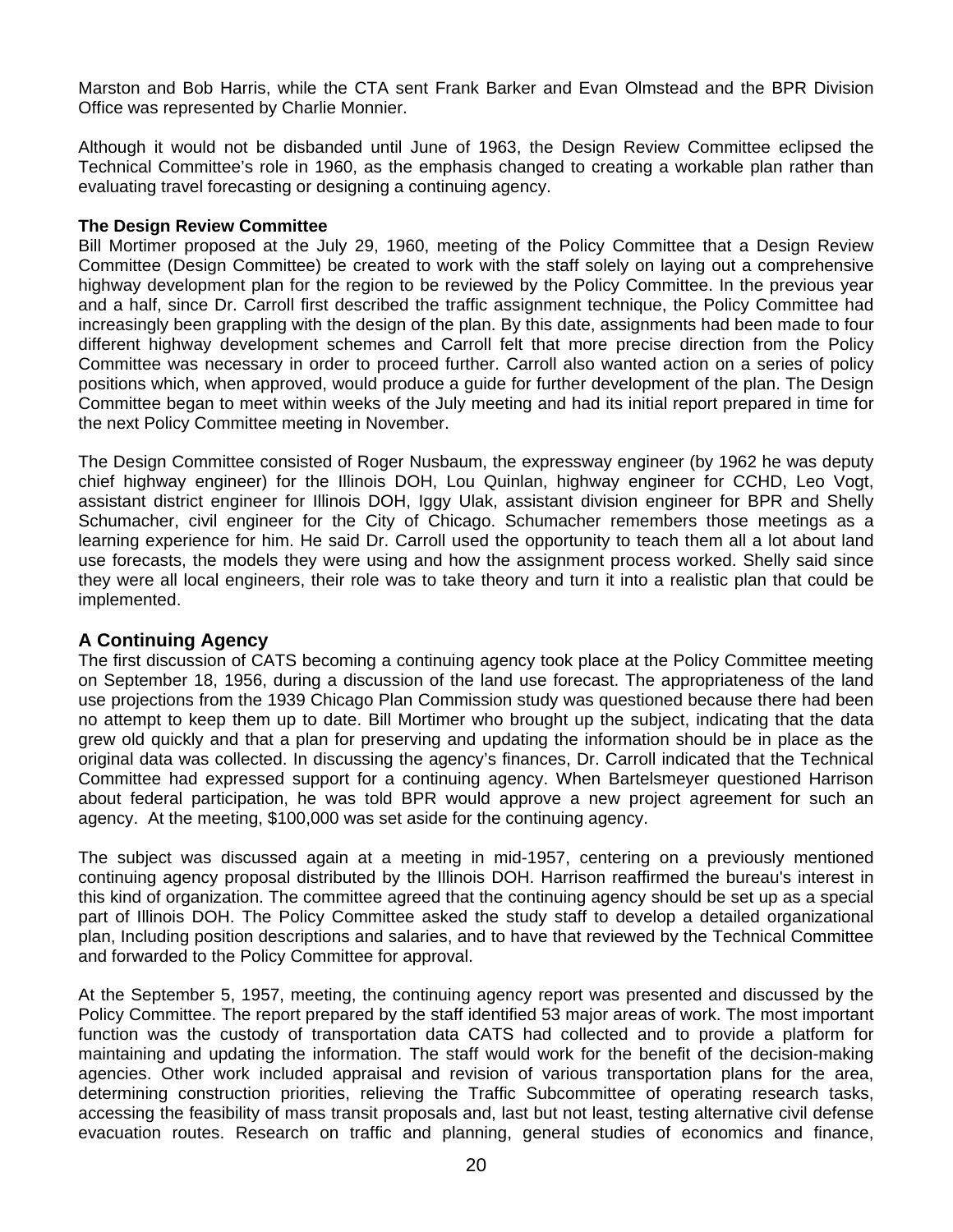Marston and Bob Harris, while the CTA sent Frank Barker and Evan Olmstead and the BPR Division Office was represented by Charlie Monnier.

Although it would not be disbanded until June of 1963, the Design Review Committee eclipsed the Technical Committee's role in 1960, as the emphasis changed to creating a workable plan rather than evaluating travel forecasting or designing a continuing agency.

**The Design Review Committee**

Bill Mortimer proposed at the July 29, 1960, meeting of the Policy Committee that a Design Review Committee (Design Committee) be created to work with the staff solely on laying out a comprehensive highway development plan for the region to be reviewed by the Policy Committee. In the previous year and a half, since Dr. Carroll first described the traffic assignment technique, the Policy Committee had increasingly been grappling with the design of the plan. By this date, assignments had been made to four different highway development schemes and Carroll felt that more precise direction from the Policy Committee was necessary in order to proceed further. Carroll also wanted action on a series of policy positions which, when approved, would produce a guide for further development of the plan. The Design Committee began to meet within weeks of the July meeting and had its initial report prepared in time for the next Policy Committee meeting in November.

The Design Committee consisted of Roger Nusbaum, the expressway engineer (by 1962 he was deputy chief highway engineer) for the Illinois DOH, Lou Quinlan, highway engineer for CCHD, Leo Vogt, assistant district engineer for Illinois DOH, Iggy Ulak, assistant division engineer for BPR and Shelly Schumacher, civil engineer for the City of Chicago. Schumacher remembers those meetings as a learning experience for him. He said Dr. Carroll used the opportunity to teach them all a lot about land use forecasts, the models they were using and how the assignment process worked. Shelly said since they were all local engineers, their role was to take theory and turn it into a realistic plan that could be implemented.

## A Continuing Agency

The first discussion of CATS becoming a continuing agency took place at the Policy Committee meeting on September 18, 1956, during a discussion of the land use forecast. The appropriateness of the land use projections from the 1939 Chicago Plan Commission study was questioned because there had been no attempt to keep them up to date. Bill Mortimer who brought up the subject, indicating that the data grew old quickly and that a plan for preserving and updating the information should be in place as the original data was collected. In discussing the agency's finances, Dr. Carroll indicated that the Technical Committee had expressed support for a continuing agency. When Bartelsmeyer questioned Harrison about federal participation, he was told BPR would approve a new project agreement for such an agency. At the meeting, $100,000 was set aside for the continuing agency.

The subject was discussed again at a meeting in mid-1957, centering on a previously mentioned continuing agency proposal distributed by the Illinois DOH. Harrison reaffirmed the bureau's interest in this kind of organization. The committee agreed that the continuing agency should be set up as a special part of Illinois DOH. The Policy Committee asked the study staff to develop a detailed organizational plan, Including position descriptions and salaries, and to have that reviewed by the Technical Committee and forwarded to the Policy Committee for approval.

At the September 5, 1957, meeting, the continuing agency report was presented and discussed by the Policy Committee. The report prepared by the staff identified 53 major areas of work. The most important function was the custody of transportation data CATS had collected and to provide a platform for maintaining and updating the information. The staff would work for the benefit of the decision-making agencies. Other work included appraisal and revision of various transportation plans for the area, determining construction priorities, relieving the Traffic Subcommittee of operating research tasks, accessing the feasibility of mass transit proposals and, last but not least, testing alternative civil defense evacuation routes. Research on traffic and planning, general studies of economics and finance,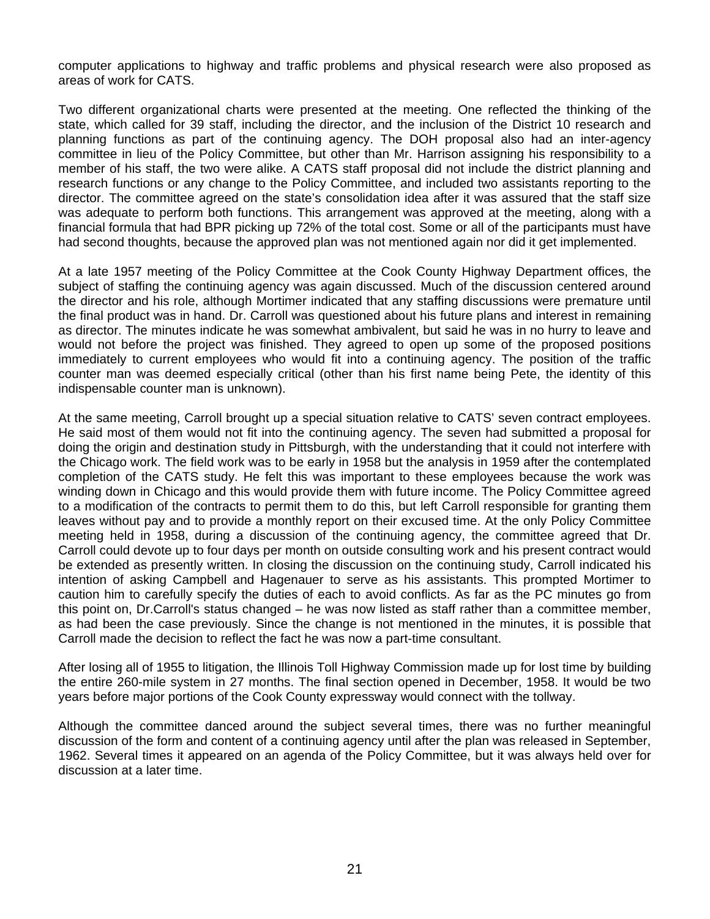computer applications to highway and traffic problems and physical research were also proposed as areas of work for CATS.

Two different organizational charts were presented at the meeting. One reflected the thinking of the state, which called for 39 staff, including the director, and the inclusion of the District 10 research and planning functions as part of the continuing agency. The DOH proposal also had an inter-agency committee in lieu of the Policy Committee, but other than Mr. Harrison assigning his responsibility to a member of his staff, the two were alike. A CATS staff proposal did not include the district planning and research functions or any change to the Policy Committee, and included two assistants reporting to the director. The committee agreed on the state's consolidation idea after it was assured that the staff size was adequate to perform both functions. This arrangement was approved at the meeting, along with a financial formula that had BPR picking up 72% of the total cost. Some or all of the participants must have had second thoughts, because the approved plan was not mentioned again nor did it get implemented.

At a late 1957 meeting of the Policy Committee at the Cook County Highway Department offices, the subject of staffing the continuing agency was again discussed. Much of the discussion centered around the director and his role, although Mortimer indicated that any staffing discussions were premature until the final product was in hand. Dr. Carroll was questioned about his future plans and interest in remaining as director. The minutes indicate he was somewhat ambivalent, but said he was in no hurry to leave and would not before the project was finished. They agreed to open up some of the proposed positions immediately to current employees who would fit into a continuing agency. The position of the traffic counter man was deemed especially critical (other than his first name being Pete, the identity of this indispensable counter man is unknown).

At the same meeting, Carroll brought up a special situation relative to CATS' seven contract employees. He said most of them would not fit into the continuing agency. The seven had submitted a proposal for doing the origin and destination study in Pittsburgh, with the understanding that it could not interfere with the Chicago work. The field work was to be early in 1958 but the analysis in 1959 after the contemplated completion of the CATS study. He felt this was important to these employees because the work was winding down in Chicago and this would provide them with future income. The Policy Committee agreed to a modification of the contracts to permit them to do this, but left Carroll responsible for granting them leaves without pay and to provide a monthly report on their excused time. At the only Policy Committee meeting held in 1958, during a discussion of the continuing agency, the committee agreed that Dr. Carroll could devote up to four days per month on outside consulting work and his present contract would be extended as presently written. In closing the discussion on the continuing study, Carroll indicated his intention of asking Campbell and Hagenauer to serve as his assistants. This prompted Mortimer to caution him to carefully specify the duties of each to avoid conflicts. As far as the PC minutes go from this point on, Dr.Carroll's status changed – he was now listed as staff rather than a committee member, as had been the case previously. Since the change is not mentioned in the minutes, it is possible that Carroll made the decision to reflect the fact he was now a part-time consultant.

After losing all of 1955 to litigation, the Illinois Toll Highway Commission made up for lost time by building the entire 260-mile system in 27 months. The final section opened in December, 1958. It would be two years before major portions of the Cook County expressway would connect with the tollway.

Although the committee danced around the subject several times, there was no further meaningful discussion of the form and content of a continuing agency until after the plan was released in September, 1962. Several times it appeared on an agenda of the Policy Committee, but it was always held over for discussion at a later time.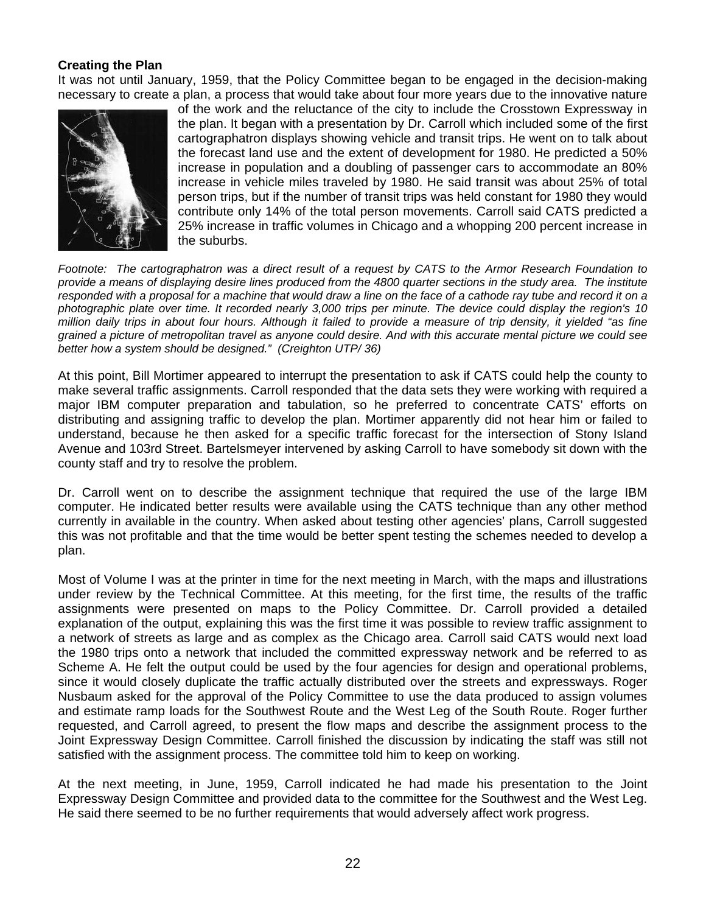### Creating the Plan

It was not until January, 1959, that the Policy Committee began to be engaged in the decision-making necessary to create a plan, a process that would take about four more years due to the innovative nature of the work and the reluctance of the city to include the Crosstown Expressway in the plan. It began with a presentation by Dr. Carroll which included some of the first cartographatron displays showing vehicle and transit trips. He went on to talk about the forecast land use and the extent of development for 1980. He predicted a 50% increase in population and a doubling of passenger cars to accommodate an 80% increase in vehicle miles traveled by 1980. He said transit was about 25% of total person trips, but if the number of transit trips was held constant for 1980 they would contribute only 14% of the total person movements. Carroll said CATS predicted a 25% increase in traffic volumes in Chicago and a whopping 200 percent increase in the suburbs.

*Footnote: The cartographatron was a direct result of a request by CATS to the Armor Research Foundation to provide a means of displaying desire lines produced from the 4800 quarter sections in the study area. The institute responded with a proposal for a machine that would draw a line on the face of a cathode ray tube and record it on a photographic plate over time. It recorded nearly 3,000 trips per minute. The device could display the region's 10 million daily trips in about four hours. Although it failed to provide a measure of trip density, it yielded "as fine grained a picture of metropolitan travel as anyone could desire. And with this accurate mental picture we could see better how a system should be designed." (Creighton UTP/ 36)*

At this point, Bill Mortimer appeared to interrupt the presentation to ask if CATS could help the county to make several traffic assignments. Carroll responded that the data sets they were working with required a major IBM computer preparation and tabulation, so he preferred to concentrate CATS' efforts on distributing and assigning traffic to develop the plan. Mortimer apparently did not hear him or failed to understand, because he then asked for a specific traffic forecast for the intersection of Stony Island Avenue and 103rd Street. Bartelsmeyer intervened by asking Carroll to have somebody sit down with the county staff and try to resolve the problem.

Dr. Carroll went on to describe the assignment technique that required the use of the large IBM computer. He indicated better results were available using the CATS technique than any other method currently in available in the country. When asked about testing other agencies' plans, Carroll suggested this was not profitable and that the time would be better spent testing the schemes needed to develop a plan.

Most of Volume I was at the printer in time for the next meeting in March, with the maps and illustrations under review by the Technical Committee. At this meeting, for the first time, the results of the traffic assignments were presented on maps to the Policy Committee. Dr. Carroll provided a detailed explanation of the output, explaining this was the first time it was possible to review traffic assignment to a network of streets as large and as complex as the Chicago area. Carroll said CATS would next load the 1980 trips onto a network that included the committed expressway network and be referred to as Scheme A. He felt the output could be used by the four agencies for design and operational problems, since it would closely duplicate the traffic actually distributed over the streets and expressways. Roger Nusbaum asked for the approval of the Policy Committee to use the data produced to assign volumes and estimate ramp loads for the Southwest Route and the West Leg of the South Route. Roger further requested, and Carroll agreed, to present the flow maps and describe the assignment process to the Joint Expressway Design Committee. Carroll finished the discussion by indicating the staff was still not satisfied with the assignment process. The committee told him to keep on working.

At the next meeting, in June, 1959, Carroll indicated he had made his presentation to the Joint Expressway Design Committee and provided data to the committee for the Southwest and the West Leg. He said there seemed to be no further requirements that would adversely affect work progress.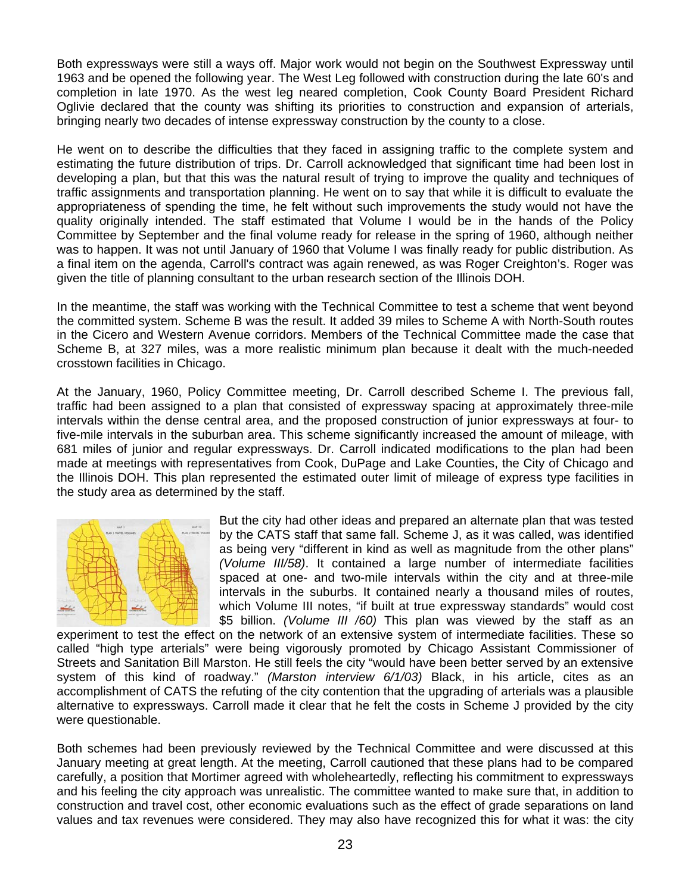Both expressways were still a ways off. Major work would not begin on the Southwest Expressway until 1963 and be opened the following year. The West Leg followed with construction during the late 60's and completion in late 1970. As the west leg neared completion, Cook County Board President Richard Oglivie declared that the county was shifting its priorities to construction and expansion of arterials, bringing nearly two decades of intense expressway construction by the county to a close.

He went on to describe the difficulties that they faced in assigning traffic to the complete system and estimating the future distribution of trips. Dr. Carroll acknowledged that significant time had been lost in developing a plan, but that this was the natural result of trying to improve the quality and techniques of traffic assignments and transportation planning. He went on to say that while it is difficult to evaluate the appropriateness of spending the time, he felt without such improvements the study would not have the quality originally intended. The staff estimated that Volume I would be in the hands of the Policy Committee by September and the final volume ready for release in the spring of 1960, although neither was to happen. It was not until January of 1960 that Volume I was finally ready for public distribution. As a final item on the agenda, Carroll's contract was again renewed, as was Roger Creighton's. Roger was given the title of planning consultant to the urban research section of the Illinois DOH.

In the meantime, the staff was working with the Technical Committee to test a scheme that went beyond the committed system. Scheme B was the result. It added 39 miles to Scheme A with North-South routes in the Cicero and Western Avenue corridors. Members of the Technical Committee made the case that Scheme B, at 327 miles, was a more realistic minimum plan because it dealt with the much-needed crosstown facilities in Chicago.

At the January, 1960, Policy Committee meeting, Dr. Carroll described Scheme I. The previous fall, traffic had been assigned to a plan that consisted of expressway spacing at approximately three-mile intervals within the dense central area, and the proposed construction of junior expressways at four- to five-mile intervals in the suburban area. This scheme significantly increased the amount of mileage, with 681 miles of junior and regular expressways. Dr. Carroll indicated modifications to the plan had been made at meetings with representatives from Cook, DuPage and Lake Counties, the City of Chicago and the Illinois DOH. This plan represented the estimated outer limit of mileage of express type facilities in the study area as determined by the staff.

But the city had other ideas and prepared an alternate plan that was tested by the CATS staff that same fall. Scheme J, as it was called, was identified as being very "different in kind as well as magnitude from the other plans" *(Volume III/58)*. It contained a large number of intermediate facilities spaced at one- and two-mile intervals within the city and at three-mile intervals in the suburbs. It contained nearly a thousand miles of routes, which Volume III notes, "if built at true expressway standards" would cost \$5 billion. *(Volume III /60)* This plan was viewed by the staff as an experiment to test the effect on the network of an extensive system of intermediate facilities. These so called "high type arterials" were being vigorously promoted by Chicago Assistant Commissioner of Streets and Sanitation Bill Marston. He still feels the city "would have been better served by an extensive system of this kind of roadway." *(Marston interview 6/1/03)* Black, in his article, cites as an accomplishment of CATS the refuting of the city contention that the upgrading of arterials was a plausible alternative to expressways. Carroll made it clear that he felt the costs in Scheme J provided by the city were questionable.

Both schemes had been previously reviewed by the Technical Committee and were discussed at this January meeting at great length. At the meeting, Carroll cautioned that these plans had to be compared carefully, a position that Mortimer agreed with wholeheartedly, reflecting his commitment to expressways and his feeling the city approach was unrealistic. The committee wanted to make sure that, in addition to construction and travel cost, other economic evaluations such as the effect of grade separations on land values and tax revenues were considered. They may also have recognized this for what it was: the city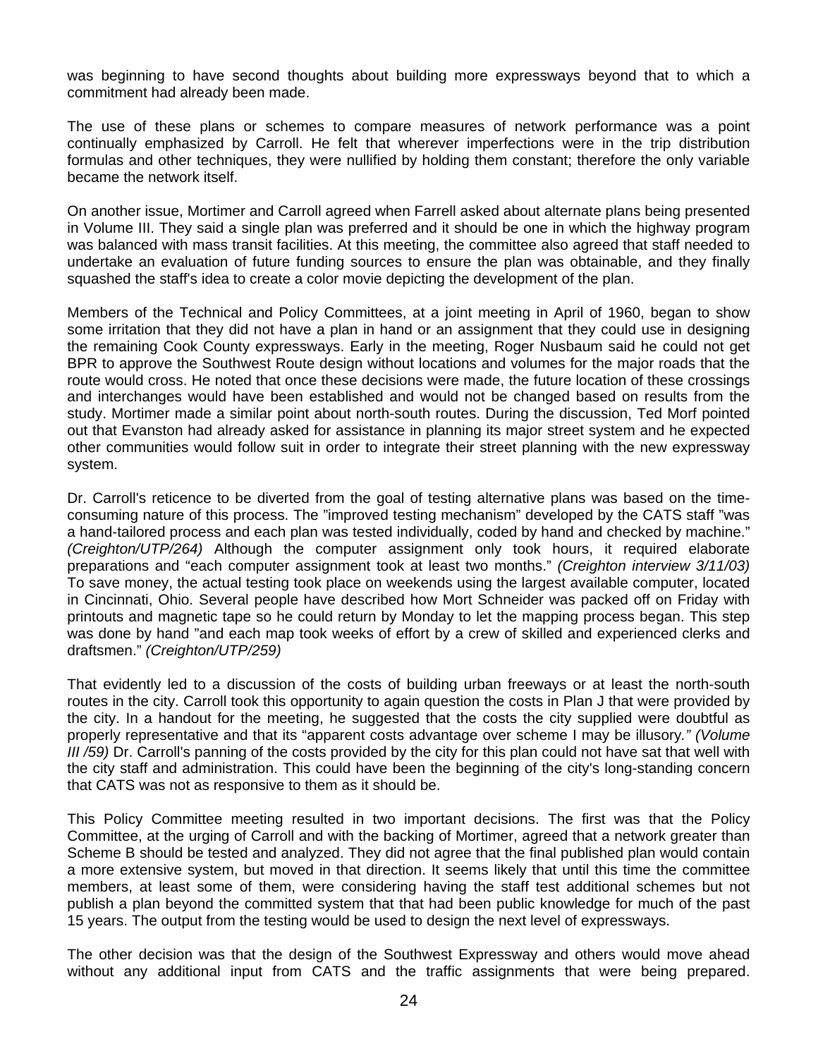was beginning to have second thoughts about building more expressways beyond that to which a commitment had already been made.

The use of these plans or schemes to compare measures of network performance was a point continually emphasized by Carroll. He felt that wherever imperfections were in the trip distribution formulas and other techniques, they were nullified by holding them constant; therefore the only variable became the network itself.

On another issue, Mortimer and Carroll agreed when Farrell asked about alternate plans being presented in Volume III. They said a single plan was preferred and it should be one in which the highway program was balanced with mass transit facilities. At this meeting, the committee also agreed that staff needed to undertake an evaluation of future funding sources to ensure the plan was obtainable, and they finally squashed the staff's idea to create a color movie depicting the development of the plan.

Members of the Technical and Policy Committees, at a joint meeting in April of 1960, began to show some irritation that they did not have a plan in hand or an assignment that they could use in designing the remaining Cook County expressways. Early in the meeting, Roger Nusbaum said he could not get BPR to approve the Southwest Route design without locations and volumes for the major roads that the route would cross. He noted that once these decisions were made, the future location of these crossings and interchanges would have been established and would not be changed based on results from the study. Mortimer made a similar point about north-south routes. During the discussion, Ted Morf pointed out that Evanston had already asked for assistance in planning its major street system and he expected other communities would follow suit in order to integrate their street planning with the new expressway system.

Dr. Carroll's reticence to be diverted from the goal of testing alternative plans was based on the time-consuming nature of this process. The "improved testing mechanism" developed by the CATS staff "was a hand-tailored process and each plan was tested individually, coded by hand and checked by machine." *(Creighton/UTP/264)* Although the computer assignment only took hours, it required elaborate preparations and "each computer assignment took at least two months." *(Creighton interview 3/11/03)* To save money, the actual testing took place on weekends using the largest available computer, located in Cincinnati, Ohio. Several people have described how Mort Schneider was packed off on Friday with printouts and magnetic tape so he could return by Monday to let the mapping process began. This step was done by hand "and each map took weeks of effort by a crew of skilled and experienced clerks and draftsmen." *(Creighton/UTP/259)*

That evidently led to a discussion of the costs of building urban freeways or at least the north-south routes in the city. Carroll took this opportunity to again question the costs in Plan J that were provided by the city. In a handout for the meeting, he suggested that the costs the city supplied were doubtful as properly representative and that its "apparent costs advantage over scheme I may be illusory*." (Volume III /59)* Dr. Carroll's panning of the costs provided by the city for this plan could not have sat that well with the city staff and administration. This could have been the beginning of the city's long-standing concern that CATS was not as responsive to them as it should be.

This Policy Committee meeting resulted in two important decisions. The first was that the Policy Committee, at the urging of Carroll and with the backing of Mortimer, agreed that a network greater than Scheme B should be tested and analyzed. They did not agree that the final published plan would contain a more extensive system, but moved in that direction. It seems likely that until this time the committee members, at least some of them, were considering having the staff test additional schemes but not publish a plan beyond the committed system that that had been public knowledge for much of the past 15 years. The output from the testing would be used to design the next level of expressways.

The other decision was that the design of the Southwest Expressway and others would move ahead without any additional input from CATS and the traffic assignments that were being prepared.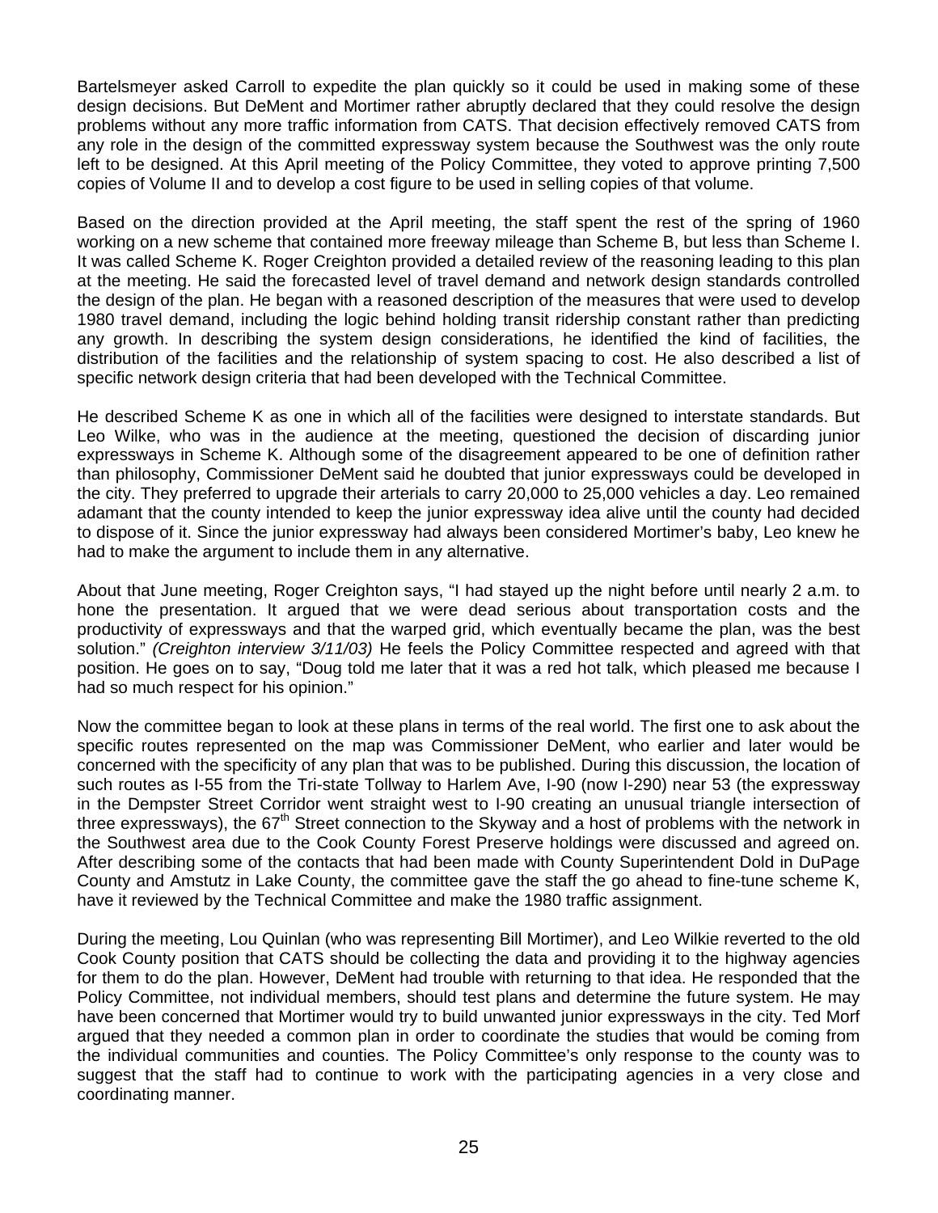Bartelsmeyer asked Carroll to expedite the plan quickly so it could be used in making some of these design decisions. But DeMent and Mortimer rather abruptly declared that they could resolve the design problems without any more traffic information from CATS. That decision effectively removed CATS from any role in the design of the committed expressway system because the Southwest was the only route left to be designed. At this April meeting of the Policy Committee, they voted to approve printing 7,500 copies of Volume II and to develop a cost figure to be used in selling copies of that volume.

Based on the direction provided at the April meeting, the staff spent the rest of the spring of 1960 working on a new scheme that contained more freeway mileage than Scheme B, but less than Scheme I. It was called Scheme K. Roger Creighton provided a detailed review of the reasoning leading to this plan at the meeting. He said the forecasted level of travel demand and network design standards controlled the design of the plan. He began with a reasoned description of the measures that were used to develop 1980 travel demand, including the logic behind holding transit ridership constant rather than predicting any growth. In describing the system design considerations, he identified the kind of facilities, the distribution of the facilities and the relationship of system spacing to cost. He also described a list of specific network design criteria that had been developed with the Technical Committee.

He described Scheme K as one in which all of the facilities were designed to interstate standards. But Leo Wilke, who was in the audience at the meeting, questioned the decision of discarding junior expressways in Scheme K. Although some of the disagreement appeared to be one of definition rather than philosophy, Commissioner DeMent said he doubted that junior expressways could be developed in the city. They preferred to upgrade their arterials to carry 20,000 to 25,000 vehicles a day. Leo remained adamant that the county intended to keep the junior expressway idea alive until the county had decided to dispose of it. Since the junior expressway had always been considered Mortimer's baby, Leo knew he had to make the argument to include them in any alternative.

About that June meeting, Roger Creighton says, "I had stayed up the night before until nearly 2 a.m. to hone the presentation. It argued that we were dead serious about transportation costs and the productivity of expressways and that the warped grid, which eventually became the plan, was the best solution." *(Creighton interview 3/11/03)* He feels the Policy Committee respected and agreed with that position. He goes on to say, "Doug told me later that it was a red hot talk, which pleased me because I had so much respect for his opinion."

Now the committee began to look at these plans in terms of the real world. The first one to ask about the specific routes represented on the map was Commissioner DeMent, who earlier and later would be concerned with the specificity of any plan that was to be published. During this discussion, the location of such routes as I-55 from the Tri-state Tollway to Harlem Ave, I-90 (now I-290) near 53 (the expressway in the Dempster Street Corridor went straight west to I-90 creating an unusual triangle intersection of three expressways), the 67th Street connection to the Skyway and a host of problems with the network in the Southwest area due to the Cook County Forest Preserve holdings were discussed and agreed on. After describing some of the contacts that had been made with County Superintendent Dold in DuPage County and Amstutz in Lake County, the committee gave the staff the go ahead to fine-tune scheme K, have it reviewed by the Technical Committee and make the 1980 traffic assignment.

During the meeting, Lou Quinlan (who was representing Bill Mortimer), and Leo Wilkie reverted to the old Cook County position that CATS should be collecting the data and providing it to the highway agencies for them to do the plan. However, DeMent had trouble with returning to that idea. He responded that the Policy Committee, not individual members, should test plans and determine the future system. He may have been concerned that Mortimer would try to build unwanted junior expressways in the city. Ted Morf argued that they needed a common plan in order to coordinate the studies that would be coming from the individual communities and counties. The Policy Committee's only response to the county was to suggest that the staff had to continue to work with the participating agencies in a very close and coordinating manner.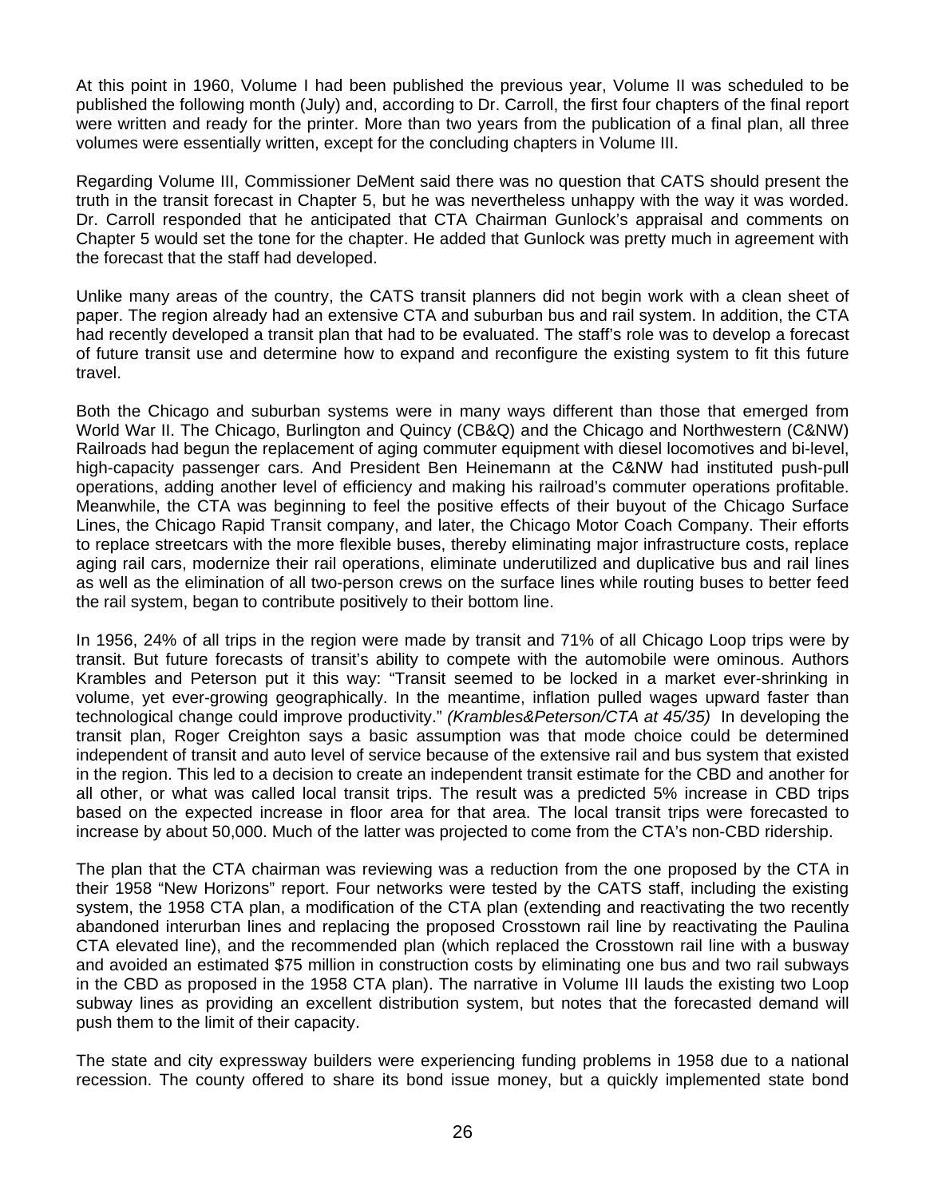At this point in 1960, Volume I had been published the previous year, Volume II was scheduled to be published the following month (July) and, according to Dr. Carroll, the first four chapters of the final report were written and ready for the printer. More than two years from the publication of a final plan, all three volumes were essentially written, except for the concluding chapters in Volume III.

Regarding Volume III, Commissioner DeMent said there was no question that CATS should present the truth in the transit forecast in Chapter 5, but he was nevertheless unhappy with the way it was worded. Dr. Carroll responded that he anticipated that CTA Chairman Gunlock's appraisal and comments on Chapter 5 would set the tone for the chapter. He added that Gunlock was pretty much in agreement with the forecast that the staff had developed.

Unlike many areas of the country, the CATS transit planners did not begin work with a clean sheet of paper. The region already had an extensive CTA and suburban bus and rail system. In addition, the CTA had recently developed a transit plan that had to be evaluated. The staff's role was to develop a forecast of future transit use and determine how to expand and reconfigure the existing system to fit this future travel.

Both the Chicago and suburban systems were in many ways different than those that emerged from World War II. The Chicago, Burlington and Quincy (CB&Q) and the Chicago and Northwestern (C&NW) Railroads had begun the replacement of aging commuter equipment with diesel locomotives and bi-level, high-capacity passenger cars. And President Ben Heinemann at the C&NW had instituted push-pull operations, adding another level of efficiency and making his railroad's commuter operations profitable. Meanwhile, the CTA was beginning to feel the positive effects of their buyout of the Chicago Surface Lines, the Chicago Rapid Transit company, and later, the Chicago Motor Coach Company. Their efforts to replace streetcars with the more flexible buses, thereby eliminating major infrastructure costs, replace aging rail cars, modernize their rail operations, eliminate underutilized and duplicative bus and rail lines as well as the elimination of all two-person crews on the surface lines while routing buses to better feed the rail system, began to contribute positively to their bottom line.

In 1956, 24% of all trips in the region were made by transit and 71% of all Chicago Loop trips were by transit. But future forecasts of transit's ability to compete with the automobile were ominous. Authors Krambles and Peterson put it this way: "Transit seemed to be locked in a market ever-shrinking in volume, yet ever-growing geographically. In the meantime, inflation pulled wages upward faster than technological change could improve productivity." *(Krambles&Peterson/CTA at 45/35)* In developing the transit plan, Roger Creighton says a basic assumption was that mode choice could be determined independent of transit and auto level of service because of the extensive rail and bus system that existed in the region. This led to a decision to create an independent transit estimate for the CBD and another for all other, or what was called local transit trips. The result was a predicted 5% increase in CBD trips based on the expected increase in floor area for that area. The local transit trips were forecasted to increase by about 50,000. Much of the latter was projected to come from the CTA's non-CBD ridership.

The plan that the CTA chairman was reviewing was a reduction from the one proposed by the CTA in their 1958 "New Horizons" report. Four networks were tested by the CATS staff, including the existing system, the 1958 CTA plan, a modification of the CTA plan (extending and reactivating the two recently abandoned interurban lines and replacing the proposed Crosstown rail line by reactivating the Paulina CTA elevated line), and the recommended plan (which replaced the Crosstown rail line with a busway and avoided an estimated $75 million in construction costs by eliminating one bus and two rail subways in the CBD as proposed in the 1958 CTA plan). The narrative in Volume III lauds the existing two Loop subway lines as providing an excellent distribution system, but notes that the forecasted demand will push them to the limit of their capacity.

The state and city expressway builders were experiencing funding problems in 1958 due to a national recession. The county offered to share its bond issue money, but a quickly implemented state bond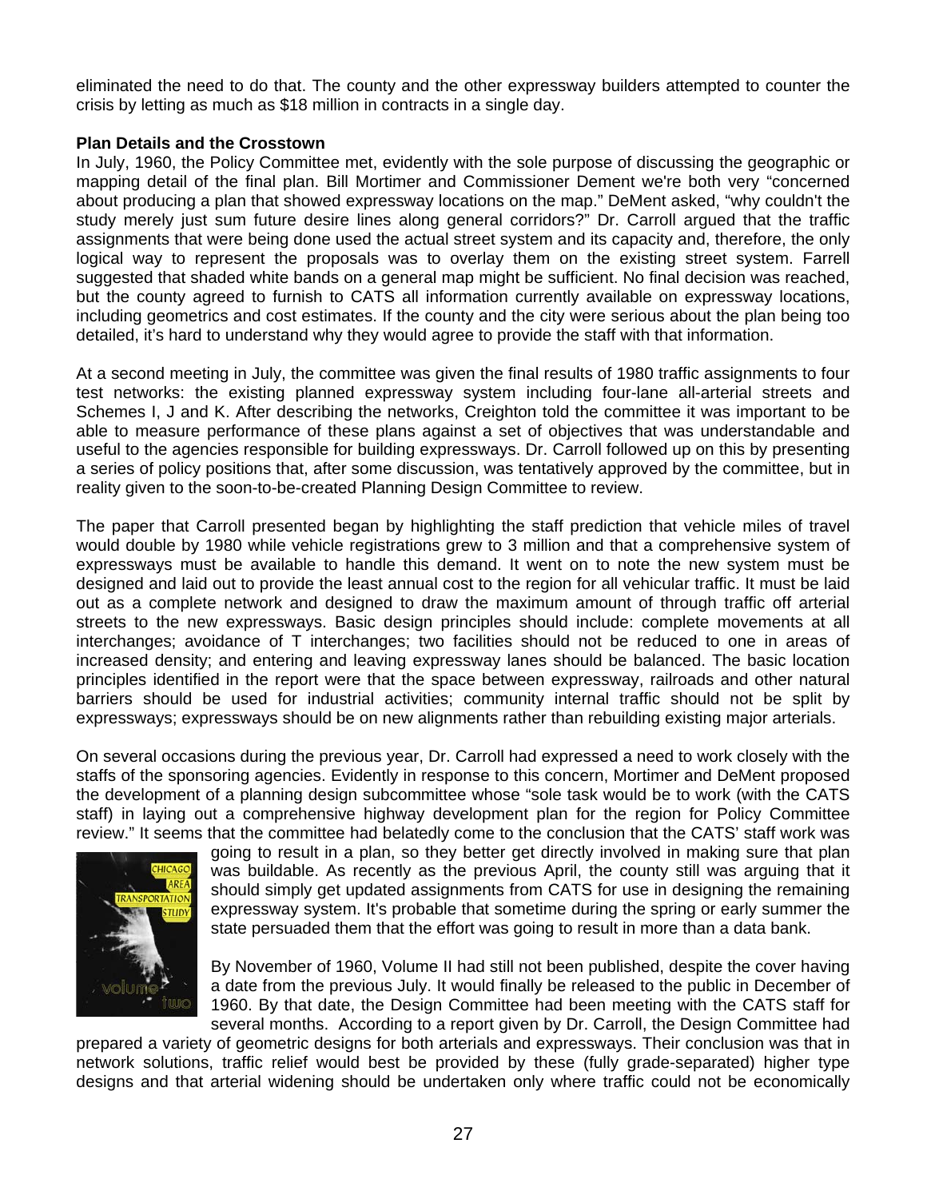eliminated the need to do that. The county and the other expressway builders attempted to counter the crisis by letting as much as $18 million in contracts in a single day.

**Plan Details and the Crosstown**

In July, 1960, the Policy Committee met, evidently with the sole purpose of discussing the geographic or mapping detail of the final plan. Bill Mortimer and Commissioner Dement we're both very "concerned about producing a plan that showed expressway locations on the map." DeMent asked, "why couldn't the study merely just sum future desire lines along general corridors?" Dr. Carroll argued that the traffic assignments that were being done used the actual street system and its capacity and, therefore, the only logical way to represent the proposals was to overlay them on the existing street system. Farrell suggested that shaded white bands on a general map might be sufficient. No final decision was reached, but the county agreed to furnish to CATS all information currently available on expressway locations, including geometrics and cost estimates. If the county and the city were serious about the plan being too detailed, it's hard to understand why they would agree to provide the staff with that information.

At a second meeting in July, the committee was given the final results of 1980 traffic assignments to four test networks: the existing planned expressway system including four-lane all-arterial streets and Schemes I, J and K. After describing the networks, Creighton told the committee it was important to be able to measure performance of these plans against a set of objectives that was understandable and useful to the agencies responsible for building expressways. Dr. Carroll followed up on this by presenting a series of policy positions that, after some discussion, was tentatively approved by the committee, but in reality given to the soon-to-be-created Planning Design Committee to review.

The paper that Carroll presented began by highlighting the staff prediction that vehicle miles of travel would double by 1980 while vehicle registrations grew to 3 million and that a comprehensive system of expressways must be available to handle this demand. It went on to note the new system must be designed and laid out to provide the least annual cost to the region for all vehicular traffic. It must be laid out as a complete network and designed to draw the maximum amount of through traffic off arterial streets to the new expressways. Basic design principles should include: complete movements at all interchanges; avoidance of T interchanges; two facilities should not be reduced to one in areas of increased density; and entering and leaving expressway lanes should be balanced. The basic location principles identified in the report were that the space between expressway, railroads and other natural barriers should be used for industrial activities; community internal traffic should not be split by expressways; expressways should be on new alignments rather than rebuilding existing major arterials.

On several occasions during the previous year, Dr. Carroll had expressed a need to work closely with the staffs of the sponsoring agencies. Evidently in response to this concern, Mortimer and DeMent proposed the development of a planning design subcommittee whose "sole task would be to work (with the CATS staff) in laying out a comprehensive highway development plan for the region for Policy Committee review." It seems that the committee had belatedly come to the conclusion that the CATS' staff work was going to result in a plan, so they better get directly involved in making sure that plan was buildable. As recently as the previous April, the county still was arguing that it should simply get updated assignments from CATS for use in designing the remaining expressway system. It's probable that sometime during the spring or early summer the state persuaded them that the effort was going to result in more than a data bank.

By November of 1960, Volume II had still not been published, despite the cover having a date from the previous July. It would finally be released to the public in December of 1960. By that date, the Design Committee had been meeting with the CATS staff for several months. According to a report given by Dr. Carroll, the Design Committee had prepared a variety of geometric designs for both arterials and expressways. Their conclusion was that in network solutions, traffic relief would best be provided by these (fully grade-separated) higher type designs and that arterial widening should be undertaken only where traffic could not be economically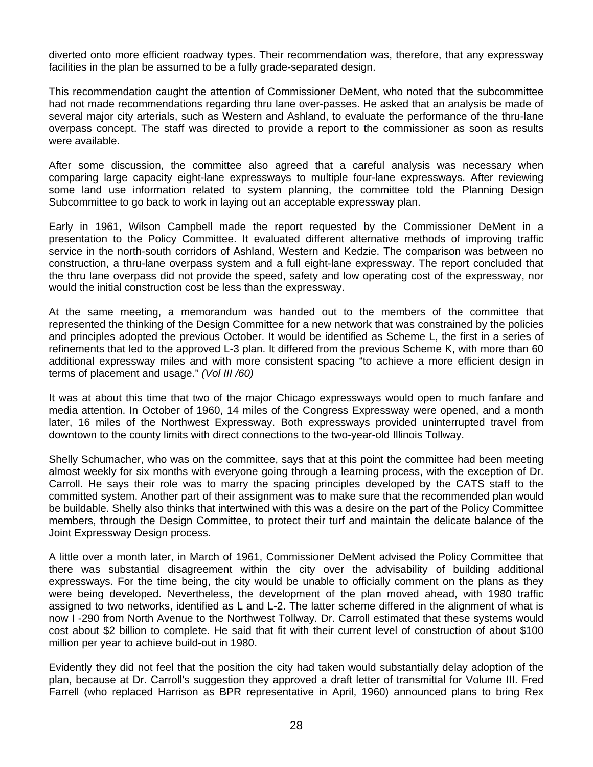diverted onto more efficient roadway types. Their recommendation was, therefore, that any expressway facilities in the plan be assumed to be a fully grade-separated design.

This recommendation caught the attention of Commissioner DeMent, who noted that the subcommittee had not made recommendations regarding thru lane over-passes. He asked that an analysis be made of several major city arterials, such as Western and Ashland, to evaluate the performance of the thru-lane overpass concept. The staff was directed to provide a report to the commissioner as soon as results were available.

After some discussion, the committee also agreed that a careful analysis was necessary when comparing large capacity eight-lane expressways to multiple four-lane expressways. After reviewing some land use information related to system planning, the committee told the Planning Design Subcommittee to go back to work in laying out an acceptable expressway plan.

Early in 1961, Wilson Campbell made the report requested by the Commissioner DeMent in a presentation to the Policy Committee. It evaluated different alternative methods of improving traffic service in the north-south corridors of Ashland, Western and Kedzie. The comparison was between no construction, a thru-lane overpass system and a full eight-lane expressway. The report concluded that the thru lane overpass did not provide the speed, safety and low operating cost of the expressway, nor would the initial construction cost be less than the expressway.

At the same meeting, a memorandum was handed out to the members of the committee that represented the thinking of the Design Committee for a new network that was constrained by the policies and principles adopted the previous October. It would be identified as Scheme L, the first in a series of refinements that led to the approved L-3 plan. It differed from the previous Scheme K, with more than 60 additional expressway miles and with more consistent spacing "to achieve a more efficient design in terms of placement and usage." *(Vol III /60)*

It was at about this time that two of the major Chicago expressways would open to much fanfare and media attention. In October of 1960, 14 miles of the Congress Expressway were opened, and a month later, 16 miles of the Northwest Expressway. Both expressways provided uninterrupted travel from downtown to the county limits with direct connections to the two-year-old Illinois Tollway.

Shelly Schumacher, who was on the committee, says that at this point the committee had been meeting almost weekly for six months with everyone going through a learning process, with the exception of Dr. Carroll. He says their role was to marry the spacing principles developed by the CATS staff to the committed system. Another part of their assignment was to make sure that the recommended plan would be buildable. Shelly also thinks that intertwined with this was a desire on the part of the Policy Committee members, through the Design Committee, to protect their turf and maintain the delicate balance of the Joint Expressway Design process.

A little over a month later, in March of 1961, Commissioner DeMent advised the Policy Committee that there was substantial disagreement within the city over the advisability of building additional expressways. For the time being, the city would be unable to officially comment on the plans as they were being developed. Nevertheless, the development of the plan moved ahead, with 1980 traffic assigned to two networks, identified as L and L-2. The latter scheme differed in the alignment of what is now I -290 from North Avenue to the Northwest Tollway. Dr. Carroll estimated that these systems would cost about $2 billion to complete. He said that fit with their current level of construction of about $100 million per year to achieve build-out in 1980.

Evidently they did not feel that the position the city had taken would substantially delay adoption of the plan, because at Dr. Carroll's suggestion they approved a draft letter of transmittal for Volume III. Fred Farrell (who replaced Harrison as BPR representative in April, 1960) announced plans to bring Rex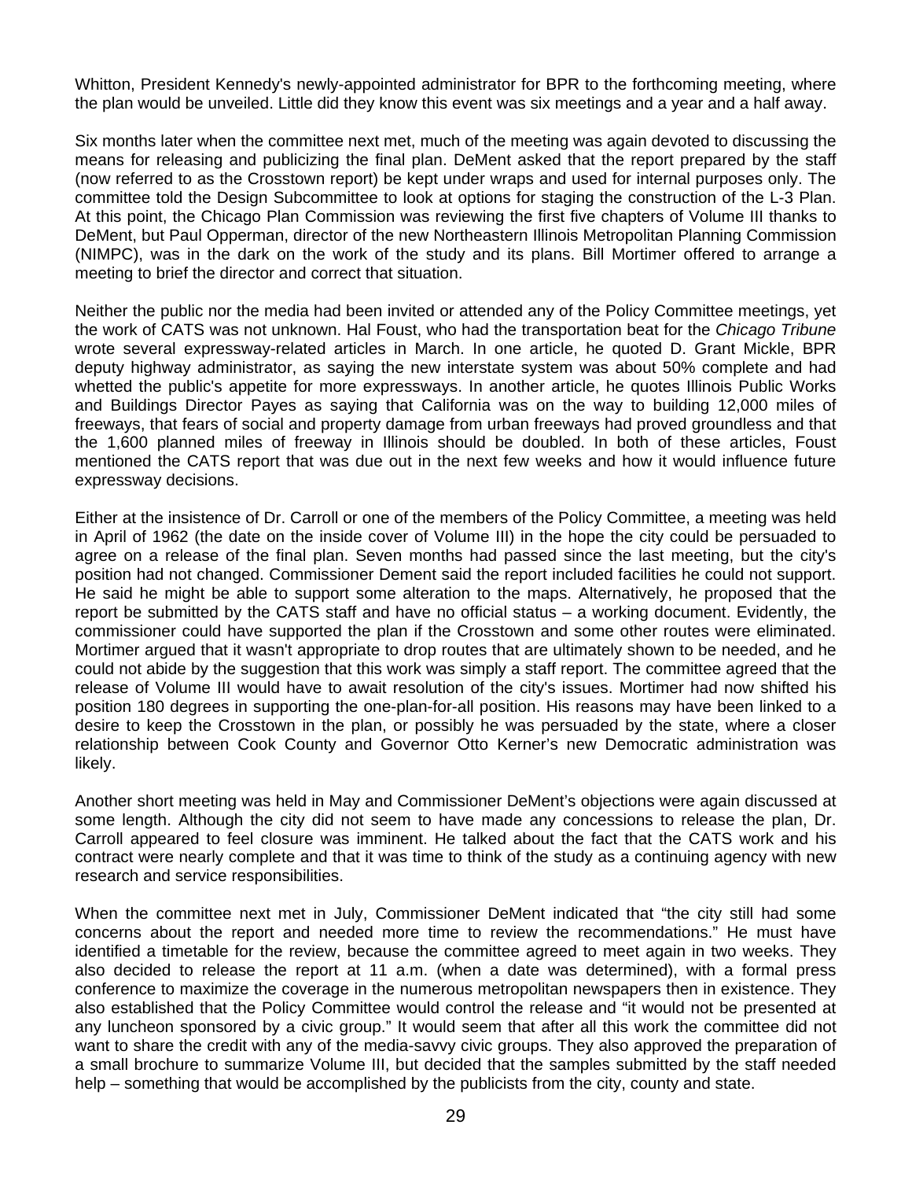Whitton, President Kennedy's newly-appointed administrator for BPR to the forthcoming meeting, where the plan would be unveiled. Little did they know this event was six meetings and a year and a half away.

Six months later when the committee next met, much of the meeting was again devoted to discussing the means for releasing and publicizing the final plan. DeMent asked that the report prepared by the staff (now referred to as the Crosstown report) be kept under wraps and used for internal purposes only. The committee told the Design Subcommittee to look at options for staging the construction of the L-3 Plan. At this point, the Chicago Plan Commission was reviewing the first five chapters of Volume III thanks to DeMent, but Paul Opperman, director of the new Northeastern Illinois Metropolitan Planning Commission (NIMPC), was in the dark on the work of the study and its plans. Bill Mortimer offered to arrange a meeting to brief the director and correct that situation.

Neither the public nor the media had been invited or attended any of the Policy Committee meetings, yet the work of CATS was not unknown. Hal Foust, who had the transportation beat for the *Chicago Tribune* wrote several expressway-related articles in March. In one article, he quoted D. Grant Mickle, BPR deputy highway administrator, as saying the new interstate system was about 50% complete and had whetted the public's appetite for more expressways. In another article, he quotes Illinois Public Works and Buildings Director Payes as saying that California was on the way to building 12,000 miles of freeways, that fears of social and property damage from urban freeways had proved groundless and that the 1,600 planned miles of freeway in Illinois should be doubled. In both of these articles, Foust mentioned the CATS report that was due out in the next few weeks and how it would influence future expressway decisions.

Either at the insistence of Dr. Carroll or one of the members of the Policy Committee, a meeting was held in April of 1962 (the date on the inside cover of Volume III) in the hope the city could be persuaded to agree on a release of the final plan. Seven months had passed since the last meeting, but the city's position had not changed. Commissioner Dement said the report included facilities he could not support. He said he might be able to support some alteration to the maps. Alternatively, he proposed that the report be submitted by the CATS staff and have no official status – a working document. Evidently, the commissioner could have supported the plan if the Crosstown and some other routes were eliminated. Mortimer argued that it wasn't appropriate to drop routes that are ultimately shown to be needed, and he could not abide by the suggestion that this work was simply a staff report. The committee agreed that the release of Volume III would have to await resolution of the city's issues. Mortimer had now shifted his position 180 degrees in supporting the one-plan-for-all position. His reasons may have been linked to a desire to keep the Crosstown in the plan, or possibly he was persuaded by the state, where a closer relationship between Cook County and Governor Otto Kerner's new Democratic administration was likely.

Another short meeting was held in May and Commissioner DeMent's objections were again discussed at some length. Although the city did not seem to have made any concessions to release the plan, Dr. Carroll appeared to feel closure was imminent. He talked about the fact that the CATS work and his contract were nearly complete and that it was time to think of the study as a continuing agency with new research and service responsibilities.

When the committee next met in July, Commissioner DeMent indicated that "the city still had some concerns about the report and needed more time to review the recommendations." He must have identified a timetable for the review, because the committee agreed to meet again in two weeks. They also decided to release the report at 11 a.m. (when a date was determined), with a formal press conference to maximize the coverage in the numerous metropolitan newspapers then in existence. They also established that the Policy Committee would control the release and "it would not be presented at any luncheon sponsored by a civic group." It would seem that after all this work the committee did not want to share the credit with any of the media-savvy civic groups. They also approved the preparation of a small brochure to summarize Volume III, but decided that the samples submitted by the staff needed help – something that would be accomplished by the publicists from the city, county and state.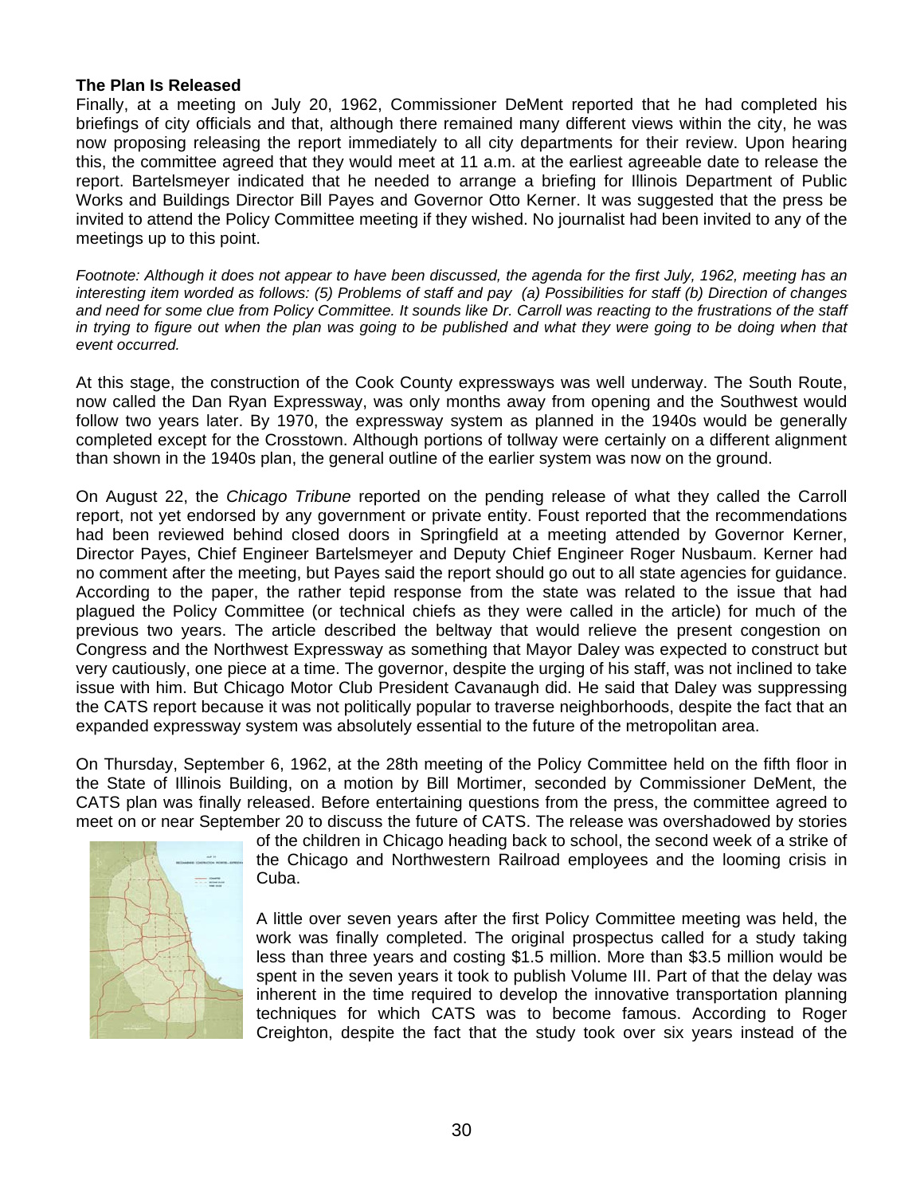**The Plan Is Released**

Finally, at a meeting on July 20, 1962, Commissioner DeMent reported that he had completed his briefings of city officials and that, although there remained many different views within the city, he was now proposing releasing the report immediately to all city departments for their review. Upon hearing this, the committee agreed that they would meet at 11 a.m. at the earliest agreeable date to release the report. Bartelsmeyer indicated that he needed to arrange a briefing for Illinois Department of Public Works and Buildings Director Bill Payes and Governor Otto Kerner. It was suggested that the press be invited to attend the Policy Committee meeting if they wished. No journalist had been invited to any of the meetings up to this point.

*Footnote: Although it does not appear to have been discussed, the agenda for the first July, 1962, meeting has an interesting item worded as follows: (5) Problems of staff and pay (a) Possibilities for staff (b) Direction of changes and need for some clue from Policy Committee. It sounds like Dr. Carroll was reacting to the frustrations of the staff in trying to figure out when the plan was going to be published and what they were going to be doing when that event occurred.*

At this stage, the construction of the Cook County expressways was well underway. The South Route, now called the Dan Ryan Expressway, was only months away from opening and the Southwest would follow two years later. By 1970, the expressway system as planned in the 1940s would be generally completed except for the Crosstown. Although portions of tollway were certainly on a different alignment than shown in the 1940s plan, the general outline of the earlier system was now on the ground.

On August 22, the *Chicago Tribune* reported on the pending release of what they called the Carroll report, not yet endorsed by any government or private entity. Foust reported that the recommendations had been reviewed behind closed doors in Springfield at a meeting attended by Governor Kerner, Director Payes, Chief Engineer Bartelsmeyer and Deputy Chief Engineer Roger Nusbaum. Kerner had no comment after the meeting, but Payes said the report should go out to all state agencies for guidance. According to the paper, the rather tepid response from the state was related to the issue that had plagued the Policy Committee (or technical chiefs as they were called in the article) for much of the previous two years. The article described the beltway that would relieve the present congestion on Congress and the Northwest Expressway as something that Mayor Daley was expected to construct but very cautiously, one piece at a time. The governor, despite the urging of his staff, was not inclined to take issue with him. But Chicago Motor Club President Cavanaugh did. He said that Daley was suppressing the CATS report because it was not politically popular to traverse neighborhoods, despite the fact that an expanded expressway system was absolutely essential to the future of the metropolitan area.

On Thursday, September 6, 1962, at the 28th meeting of the Policy Committee held on the fifth floor in the State of Illinois Building, on a motion by Bill Mortimer, seconded by Commissioner DeMent, the CATS plan was finally released. Before entertaining questions from the press, the committee agreed to meet on or near September 20 to discuss the future of CATS. The release was overshadowed by stories of the children in Chicago heading back to school, the second week of a strike of the Chicago and Northwestern Railroad employees and the looming crisis in Cuba.

A little over seven years after the first Policy Committee meeting was held, the work was finally completed. The original prospectus called for a study taking less than three years and costing $1.5 million. More than $3.5 million would be spent in the seven years it took to publish Volume III. Part of that the delay was inherent in the time required to develop the innovative transportation planning techniques for which CATS was to become famous. According to Roger Creighton, despite the fact that the study took over six years instead of the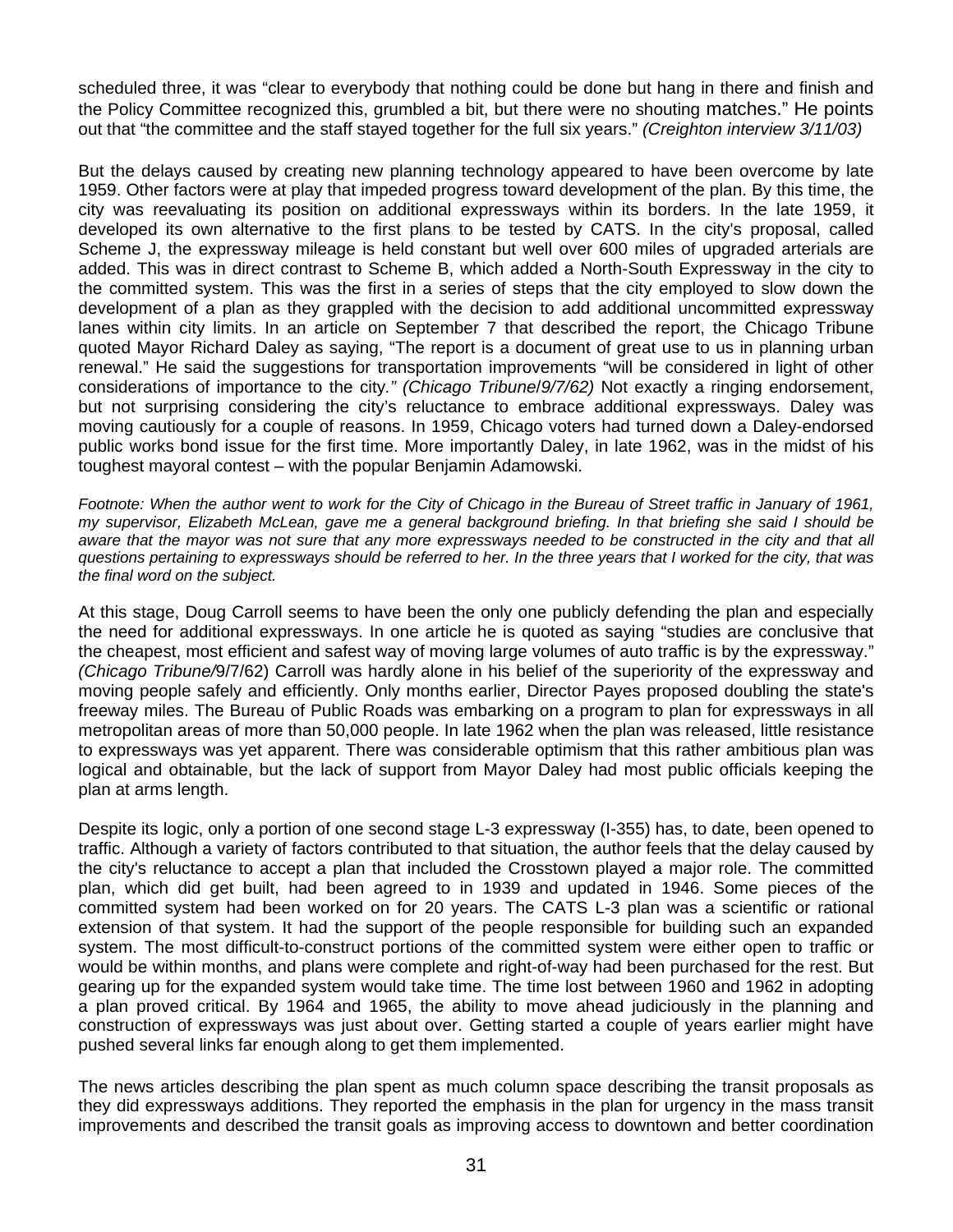scheduled three, it was "clear to everybody that nothing could be done but hang in there and finish and the Policy Committee recognized this, grumbled a bit, but there were no shouting matches." He points out that "the committee and the staff stayed together for the full six years." *(Creighton interview 3/11/03)*

But the delays caused by creating new planning technology appeared to have been overcome by late 1959. Other factors were at play that impeded progress toward development of the plan. By this time, the city was reevaluating its position on additional expressways within its borders. In the late 1959, it developed its own alternative to the first plans to be tested by CATS. In the city's proposal, called Scheme J, the expressway mileage is held constant but well over 600 miles of upgraded arterials are added. This was in direct contrast to Scheme B, which added a North-South Expressway in the city to the committed system. This was the first in a series of steps that the city employed to slow down the development of a plan as they grappled with the decision to add additional uncommitted expressway lanes within city limits. In an article on September 7 that described the report, the Chicago Tribune quoted Mayor Richard Daley as saying, "The report is a document of great use to us in planning urban renewal." He said the suggestions for transportation improvements "will be considered in light of other considerations of importance to the city*." (Chicago Tribune/9/7/62)* Not exactly a ringing endorsement, but not surprising considering the city's reluctance to embrace additional expressways. Daley was moving cautiously for a couple of reasons. In 1959, Chicago voters had turned down a Daley-endorsed public works bond issue for the first time. More importantly Daley, in late 1962, was in the midst of his toughest mayoral contest – with the popular Benjamin Adamowski.

*Footnote: When the author went to work for the City of Chicago in the Bureau of Street traffic in January of 1961, my supervisor, Elizabeth McLean, gave me a general background briefing. In that briefing she said I should be aware that the mayor was not sure that any more expressways needed to be constructed in the city and that all questions pertaining to expressways should be referred to her. In the three years that I worked for the city, that was the final word on the subject.*

At this stage, Doug Carroll seems to have been the only one publicly defending the plan and especially the need for additional expressways. In one article he is quoted as saying "studies are conclusive that the cheapest, most efficient and safest way of moving large volumes of auto traffic is by the expressway." *(Chicago Tribune/*9/7/62) Carroll was hardly alone in his belief of the superiority of the expressway and moving people safely and efficiently. Only months earlier, Director Payes proposed doubling the state's freeway miles. The Bureau of Public Roads was embarking on a program to plan for expressways in all metropolitan areas of more than 50,000 people. In late 1962 when the plan was released, little resistance to expressways was yet apparent. There was considerable optimism that this rather ambitious plan was logical and obtainable, but the lack of support from Mayor Daley had most public officials keeping the plan at arms length.

Despite its logic, only a portion of one second stage L-3 expressway (I-355) has, to date, been opened to traffic. Although a variety of factors contributed to that situation, the author feels that the delay caused by the city's reluctance to accept a plan that included the Crosstown played a major role. The committed plan, which did get built, had been agreed to in 1939 and updated in 1946. Some pieces of the committed system had been worked on for 20 years. The CATS L-3 plan was a scientific or rational extension of that system. It had the support of the people responsible for building such an expanded system. The most difficult-to-construct portions of the committed system were either open to traffic or would be within months, and plans were complete and right-of-way had been purchased for the rest. But gearing up for the expanded system would take time. The time lost between 1960 and 1962 in adopting a plan proved critical. By 1964 and 1965, the ability to move ahead judiciously in the planning and construction of expressways was just about over. Getting started a couple of years earlier might have pushed several links far enough along to get them implemented.

The news articles describing the plan spent as much column space describing the transit proposals as they did expressways additions. They reported the emphasis in the plan for urgency in the mass transit improvements and described the transit goals as improving access to downtown and better coordination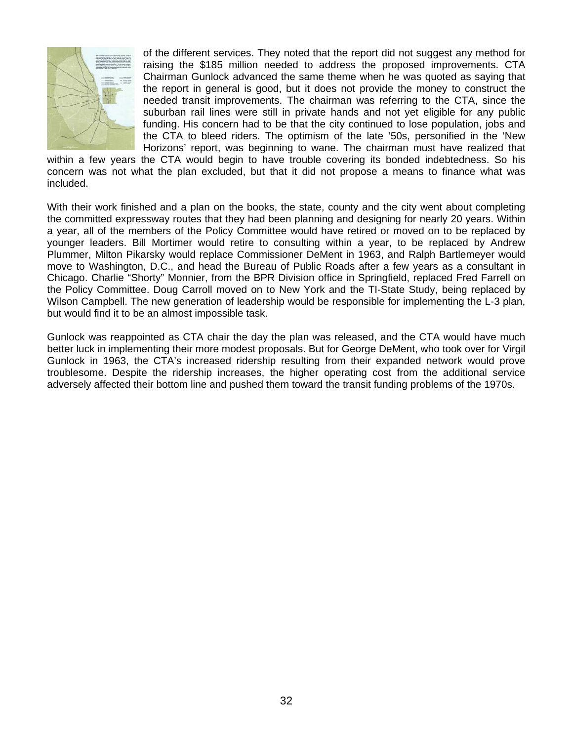of the different services. They noted that the report did not suggest any method for raising the $185 million needed to address the proposed improvements. CTA Chairman Gunlock advanced the same theme when he was quoted as saying that the report in general is good, but it does not provide the money to construct the needed transit improvements. The chairman was referring to the CTA, since the suburban rail lines were still in private hands and not yet eligible for any public funding. His concern had to be that the city continued to lose population, jobs and the CTA to bleed riders. The optimism of the late '50s, personified in the 'New Horizons' report, was beginning to wane. The chairman must have realized that within a few years the CTA would begin to have trouble covering its bonded indebtedness. So his concern was not what the plan excluded, but that it did not propose a means to finance what was included.

With their work finished and a plan on the books, the state, county and the city went about completing the committed expressway routes that they had been planning and designing for nearly 20 years. Within a year, all of the members of the Policy Committee would have retired or moved on to be replaced by younger leaders. Bill Mortimer would retire to consulting within a year, to be replaced by Andrew Plummer, Milton Pikarsky would replace Commissioner DeMent in 1963, and Ralph Bartlemeyer would move to Washington, D.C., and head the Bureau of Public Roads after a few years as a consultant in Chicago. Charlie "Shorty" Monnier, from the BPR Division office in Springfield, replaced Fred Farrell on the Policy Committee. Doug Carroll moved on to New York and the TI-State Study, being replaced by Wilson Campbell. The new generation of leadership would be responsible for implementing the L-3 plan, but would find it to be an almost impossible task.

Gunlock was reappointed as CTA chair the day the plan was released, and the CTA would have much better luck in implementing their more modest proposals. But for George DeMent, who took over for Virgil Gunlock in 1963, the CTA's increased ridership resulting from their expanded network would prove troublesome. Despite the ridership increases, the higher operating cost from the additional service adversely affected their bottom line and pushed them toward the transit funding problems of the 1970s.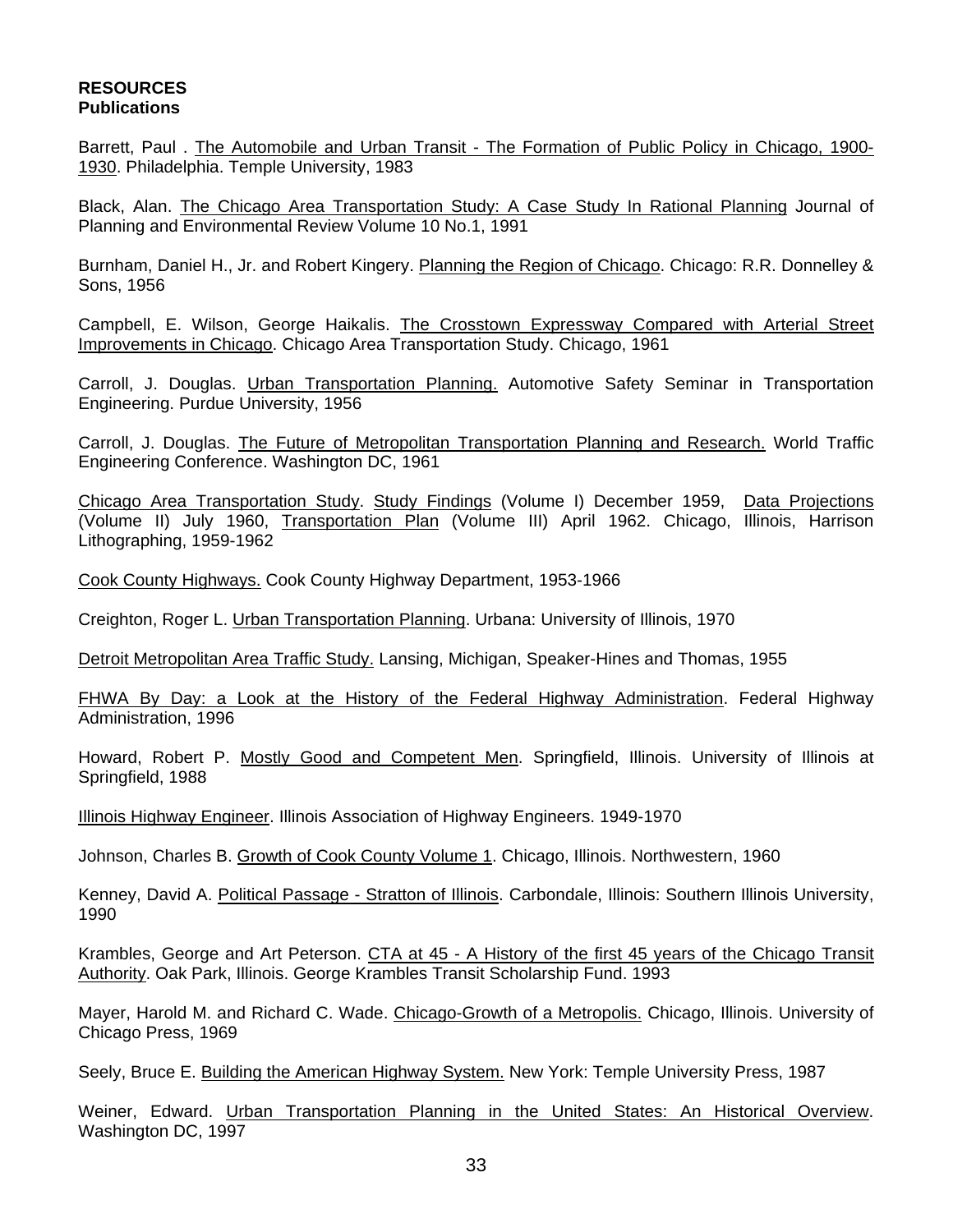**RESOURCES**
**Publications**

Barrett, Paul . The Automobile and Urban Transit - The Formation of Public Policy in Chicago, 1900-1930. Philadelphia. Temple University, 1983

Black, Alan. The Chicago Area Transportation Study: A Case Study In Rational Planning Journal of Planning and Environmental Review Volume 10 No.1, 1991

Burnham, Daniel H., Jr. and Robert Kingery. Planning the Region of Chicago. Chicago: R.R. Donnelley & Sons, 1956

Campbell, E. Wilson, George Haikalis. The Crosstown Expressway Compared with Arterial Street Improvements in Chicago. Chicago Area Transportation Study. Chicago, 1961

Carroll, J. Douglas. Urban Transportation Planning. Automotive Safety Seminar in Transportation Engineering. Purdue University, 1956

Carroll, J. Douglas. The Future of Metropolitan Transportation Planning and Research. World Traffic Engineering Conference. Washington DC, 1961

Chicago Area Transportation Study. Study Findings (Volume I) December 1959, Data Projections (Volume II) July 1960, Transportation Plan (Volume III) April 1962. Chicago, Illinois, Harrison Lithographing, 1959-1962

Cook County Highways. Cook County Highway Department, 1953-1966

Creighton, Roger L. Urban Transportation Planning. Urbana: University of Illinois, 1970

Detroit Metropolitan Area Traffic Study. Lansing, Michigan, Speaker-Hines and Thomas, 1955

FHWA By Day: a Look at the History of the Federal Highway Administration. Federal Highway Administration, 1996

Howard, Robert P. Mostly Good and Competent Men. Springfield, Illinois. University of Illinois at Springfield, 1988

Illinois Highway Engineer. Illinois Association of Highway Engineers. 1949-1970

Johnson, Charles B. Growth of Cook County Volume 1. Chicago, Illinois. Northwestern, 1960

Kenney, David A. Political Passage - Stratton of Illinois. Carbondale, Illinois: Southern Illinois University, 1990

Krambles, George and Art Peterson. CTA at 45 - A History of the first 45 years of the Chicago Transit Authority. Oak Park, Illinois. George Krambles Transit Scholarship Fund. 1993

Mayer, Harold M. and Richard C. Wade. Chicago-Growth of a Metropolis. Chicago, Illinois. University of Chicago Press, 1969

Seely, Bruce E. Building the American Highway System. New York: Temple University Press, 1987

Weiner, Edward. Urban Transportation Planning in the United States: An Historical Overview. Washington DC, 1997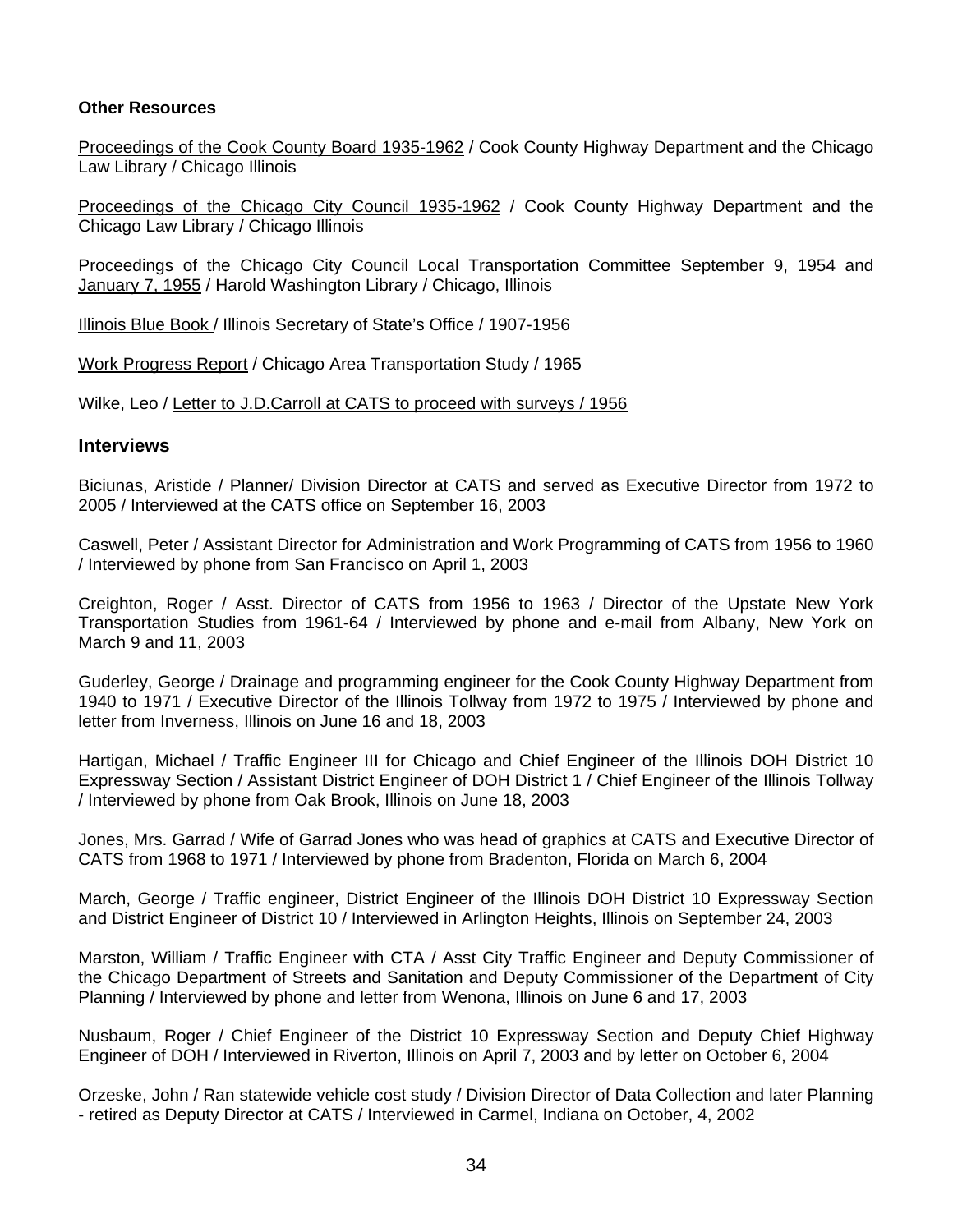**Other Resources**

Proceedings of the Cook County Board 1935-1962 / Cook County Highway Department and the Chicago Law Library / Chicago Illinois

Proceedings of the Chicago City Council 1935-1962 / Cook County Highway Department and the Chicago Law Library / Chicago Illinois

Proceedings of the Chicago City Council Local Transportation Committee September 9, 1954 and January 7, 1955 / Harold Washington Library / Chicago, Illinois

Illinois Blue Book / Illinois Secretary of State's Office / 1907-1956

Work Progress Report / Chicago Area Transportation Study / 1965

Wilke, Leo / Letter to J.D.Carroll at CATS to proceed with surveys / 1956

## Interviews

Biciunas, Aristide / Planner/ Division Director at CATS and served as Executive Director from 1972 to 2005 / Interviewed at the CATS office on September 16, 2003

Caswell, Peter / Assistant Director for Administration and Work Programming of CATS from 1956 to 1960 / Interviewed by phone from San Francisco on April 1, 2003

Creighton, Roger / Asst. Director of CATS from 1956 to 1963 / Director of the Upstate New York Transportation Studies from 1961-64 / Interviewed by phone and e-mail from Albany, New York on March 9 and 11, 2003

Guderley, George / Drainage and programming engineer for the Cook County Highway Department from 1940 to 1971 / Executive Director of the Illinois Tollway from 1972 to 1975 / Interviewed by phone and letter from Inverness, Illinois on June 16 and 18, 2003

Hartigan, Michael / Traffic Engineer III for Chicago and Chief Engineer of the Illinois DOH District 10 Expressway Section / Assistant District Engineer of DOH District 1 / Chief Engineer of the Illinois Tollway / Interviewed by phone from Oak Brook, Illinois on June 18, 2003

Jones, Mrs. Garrad / Wife of Garrad Jones who was head of graphics at CATS and Executive Director of CATS from 1968 to 1971 / Interviewed by phone from Bradenton, Florida on March 6, 2004

March, George / Traffic engineer, District Engineer of the Illinois DOH District 10 Expressway Section and District Engineer of District 10 / Interviewed in Arlington Heights, Illinois on September 24, 2003

Marston, William / Traffic Engineer with CTA / Asst City Traffic Engineer and Deputy Commissioner of the Chicago Department of Streets and Sanitation and Deputy Commissioner of the Department of City Planning / Interviewed by phone and letter from Wenona, Illinois on June 6 and 17, 2003

Nusbaum, Roger / Chief Engineer of the District 10 Expressway Section and Deputy Chief Highway Engineer of DOH / Interviewed in Riverton, Illinois on April 7, 2003 and by letter on October 6, 2004

Orzeske, John / Ran statewide vehicle cost study / Division Director of Data Collection and later Planning - retired as Deputy Director at CATS / Interviewed in Carmel, Indiana on October, 4, 2002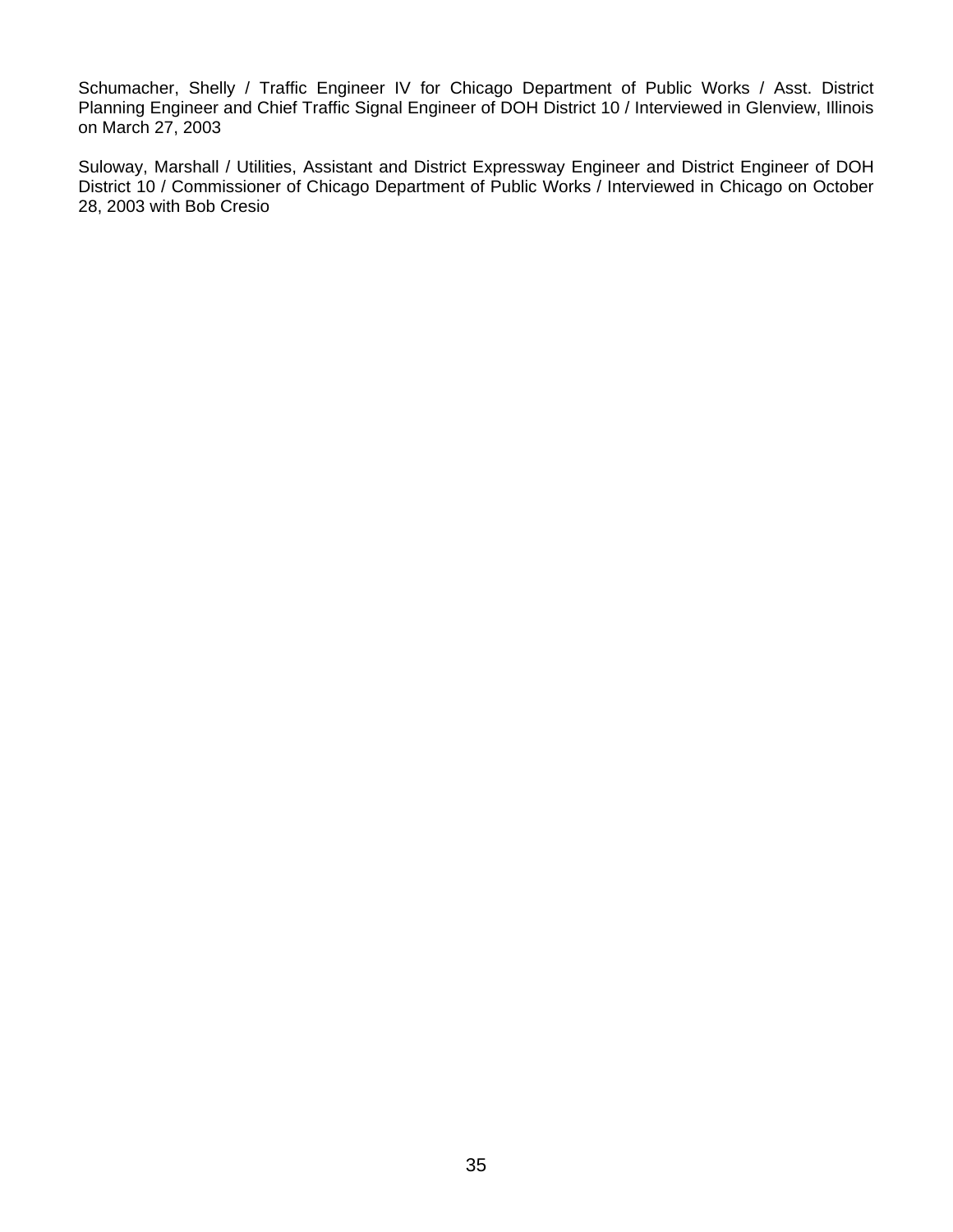Schumacher, Shelly / Traffic Engineer IV for Chicago Department of Public Works / Asst. District Planning Engineer and Chief Traffic Signal Engineer of DOH District 10 / Interviewed in Glenview, Illinois on March 27, 2003

Suloway, Marshall / Utilities, Assistant and District Expressway Engineer and District Engineer of DOH District 10 / Commissioner of Chicago Department of Public Works / Interviewed in Chicago on October 28, 2003 with Bob Cresio